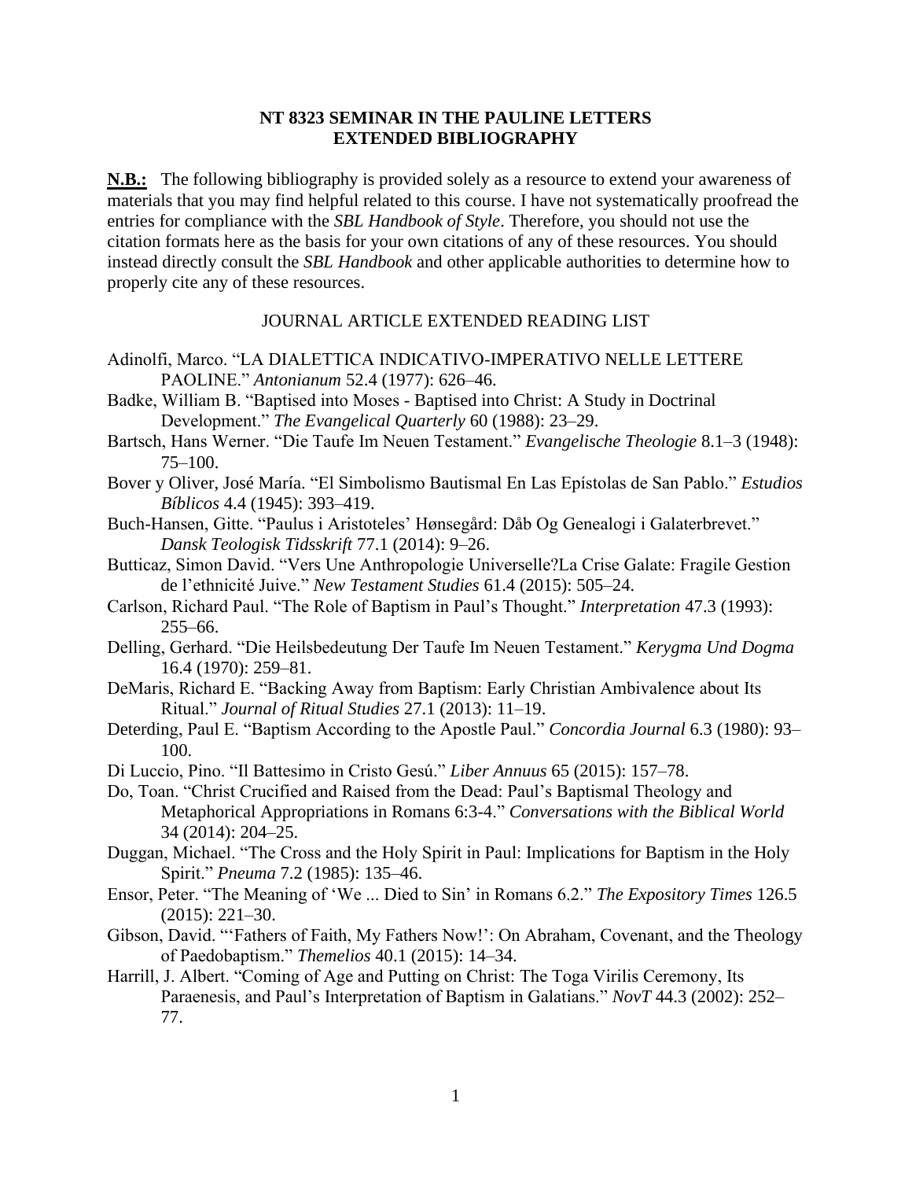# NT 8323 SEMINAR IN THE PAULINE LETTERS
# EXTENDED BIBLIOGRAPHY

**N.B.:** The following bibliography is provided solely as a resource to extend your awareness of materials that you may find helpful related to this course. I have not systematically proofread the entries for compliance with the *SBL Handbook of Style*. Therefore, you should not use the citation formats here as the basis for your own citations of any of these resources. You should instead directly consult the *SBL Handbook* and other applicable authorities to determine how to properly cite any of these resources.

## JOURNAL ARTICLE EXTENDED READING LIST

Adinolfi, Marco. "LA DIALETTICA INDICATIVO-IMPERATIVO NELLE LETTERE PAOLINE." *Antonianum* 52.4 (1977): 626–46.

Badke, William B. "Baptised into Moses - Baptised into Christ: A Study in Doctrinal Development." *The Evangelical Quarterly* 60 (1988): 23–29.

Bartsch, Hans Werner. "Die Taufe Im Neuen Testament." *Evangelische Theologie* 8.1–3 (1948): 75–100.

Bover y Oliver, José María. "El Simbolismo Bautismal En Las Epístolas de San Pablo." *Estudios Bíblicos* 4.4 (1945): 393–419.

Buch-Hansen, Gitte. "Paulus i Aristoteles' Hønsegård: Dåb Og Genealogi i Galaterbrevet." *Dansk Teologisk Tidsskrift* 77.1 (2014): 9–26.

Butticaz, Simon David. "Vers Une Anthropologie Universelle?La Crise Galate: Fragile Gestion de l'ethnicité Juive." *New Testament Studies* 61.4 (2015): 505–24.

Carlson, Richard Paul. "The Role of Baptism in Paul's Thought." *Interpretation* 47.3 (1993): 255–66.

Delling, Gerhard. "Die Heilsbedeutung Der Taufe Im Neuen Testament." *Kerygma Und Dogma* 16.4 (1970): 259–81.

DeMaris, Richard E. "Backing Away from Baptism: Early Christian Ambivalence about Its Ritual." *Journal of Ritual Studies* 27.1 (2013): 11–19.

Deterding, Paul E. "Baptism According to the Apostle Paul." *Concordia Journal* 6.3 (1980): 93–100.

Di Luccio, Pino. "Il Battesimo in Cristo Gesú." *Liber Annuus* 65 (2015): 157–78.

Do, Toan. "Christ Crucified and Raised from the Dead: Paul's Baptismal Theology and Metaphorical Appropriations in Romans 6:3-4." *Conversations with the Biblical World* 34 (2014): 204–25.

Duggan, Michael. "The Cross and the Holy Spirit in Paul: Implications for Baptism in the Holy Spirit." *Pneuma* 7.2 (1985): 135–46.

Ensor, Peter. "The Meaning of 'We ... Died to Sin' in Romans 6.2." *The Expository Times* 126.5 (2015): 221–30.

Gibson, David. "'Fathers of Faith, My Fathers Now!': On Abraham, Covenant, and the Theology of Paedobaptism." *Themelios* 40.1 (2015): 14–34.

Harrill, J. Albert. "Coming of Age and Putting on Christ: The Toga Virilis Ceremony, Its Paraenesis, and Paul's Interpretation of Baptism in Galatians." *NovT* 44.3 (2002): 252–77.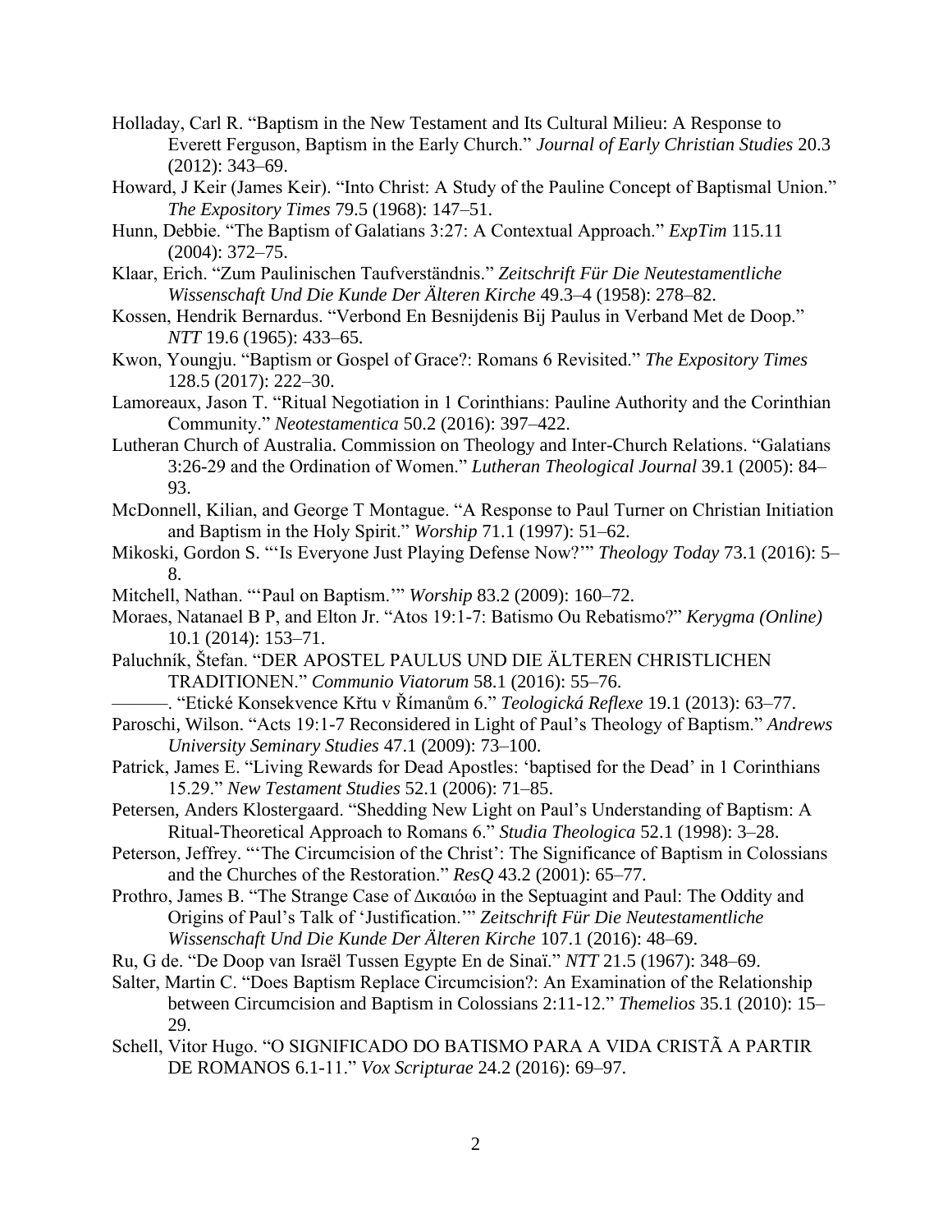Holladay, Carl R. "Baptism in the New Testament and Its Cultural Milieu: A Response to Everett Ferguson, Baptism in the Early Church." *Journal of Early Christian Studies* 20.3 (2012): 343–69.

Howard, J Keir (James Keir). "Into Christ: A Study of the Pauline Concept of Baptismal Union." *The Expository Times* 79.5 (1968): 147–51.

Hunn, Debbie. "The Baptism of Galatians 3:27: A Contextual Approach." *ExpTim* 115.11 (2004): 372–75.

Klaar, Erich. "Zum Paulinischen Taufverständnis." *Zeitschrift Für Die Neutestamentliche Wissenschaft Und Die Kunde Der Älteren Kirche* 49.3–4 (1958): 278–82.

Kossen, Hendrik Bernardus. "Verbond En Besnijdenis Bij Paulus in Verband Met de Doop." *NTT* 19.6 (1965): 433–65.

Kwon, Youngju. "Baptism or Gospel of Grace?: Romans 6 Revisited." *The Expository Times* 128.5 (2017): 222–30.

Lamoreaux, Jason T. "Ritual Negotiation in 1 Corinthians: Pauline Authority and the Corinthian Community." *Neotestamentica* 50.2 (2016): 397–422.

Lutheran Church of Australia. Commission on Theology and Inter-Church Relations. "Galatians 3:26-29 and the Ordination of Women." *Lutheran Theological Journal* 39.1 (2005): 84–93.

McDonnell, Kilian, and George T Montague. "A Response to Paul Turner on Christian Initiation and Baptism in the Holy Spirit." *Worship* 71.1 (1997): 51–62.

Mikoski, Gordon S. "'Is Everyone Just Playing Defense Now?'" *Theology Today* 73.1 (2016): 5–8.

Mitchell, Nathan. "'Paul on Baptism.'" *Worship* 83.2 (2009): 160–72.

Moraes, Natanael B P, and Elton Jr. "Atos 19:1-7: Batismo Ou Rebatismo?" *Kerygma (Online)* 10.1 (2014): 153–71.

Paluchník, Štefan. "DER APOSTEL PAULUS UND DIE ÄLTEREN CHRISTLICHEN TRADITIONEN." *Communio Viatorum* 58.1 (2016): 55–76.

———. "Etické Konsekvence Křtu v Římanům 6." *Teologická Reflexe* 19.1 (2013): 63–77.

Paroschi, Wilson. "Acts 19:1-7 Reconsidered in Light of Paul's Theology of Baptism." *Andrews University Seminary Studies* 47.1 (2009): 73–100.

Patrick, James E. "Living Rewards for Dead Apostles: 'baptised for the Dead' in 1 Corinthians 15.29." *New Testament Studies* 52.1 (2006): 71–85.

Petersen, Anders Klostergaard. "Shedding New Light on Paul's Understanding of Baptism: A Ritual-Theoretical Approach to Romans 6." *Studia Theologica* 52.1 (1998): 3–28.

Peterson, Jeffrey. "'The Circumcision of the Christ': The Significance of Baptism in Colossians and the Churches of the Restoration." *ResQ* 43.2 (2001): 65–77.

Prothro, James B. "The Strange Case of Δικαιόω in the Septuagint and Paul: The Oddity and Origins of Paul's Talk of 'Justification.'" *Zeitschrift Für Die Neutestamentliche Wissenschaft Und Die Kunde Der Älteren Kirche* 107.1 (2016): 48–69.

Ru, G de. "De Doop van Israël Tussen Egypte En de Sinaï." *NTT* 21.5 (1967): 348–69.

Salter, Martin C. "Does Baptism Replace Circumcision?: An Examination of the Relationship between Circumcision and Baptism in Colossians 2:11-12." *Themelios* 35.1 (2010): 15–29.

Schell, Vitor Hugo. "O SIGNIFICADO DO BATISMO PARA A VIDA CRISTÃ A PARTIR DE ROMANOS 6.1-11." *Vox Scripturae* 24.2 (2016): 69–97.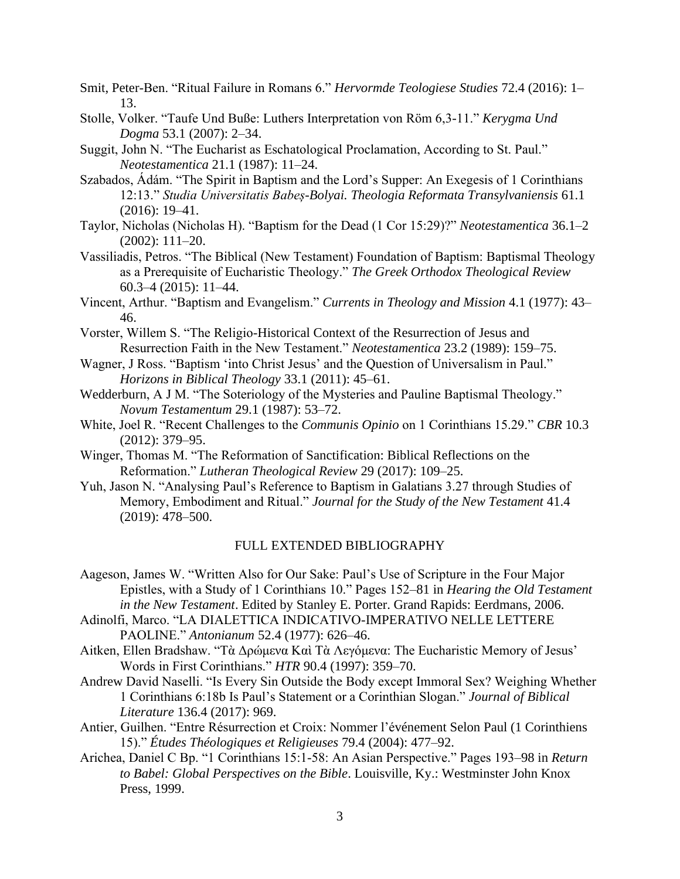Smit, Peter-Ben. "Ritual Failure in Romans 6." *Hervormde Teologiese Studies* 72.4 (2016): 1–13.

Stolle, Volker. "Taufe Und Buße: Luthers Interpretation von Röm 6,3-11." *Kerygma Und Dogma* 53.1 (2007): 2–34.

Suggit, John N. "The Eucharist as Eschatological Proclamation, According to St. Paul." *Neotestamentica* 21.1 (1987): 11–24.

Szabados, Ádám. "The Spirit in Baptism and the Lord's Supper: An Exegesis of 1 Corinthians 12:13." *Studia Universitatis Babeș-Bolyai. Theologia Reformata Transylvaniensis* 61.1 (2016): 19–41.

Taylor, Nicholas (Nicholas H). "Baptism for the Dead (1 Cor 15:29)?" *Neotestamentica* 36.1–2 (2002): 111–20.

Vassiliadis, Petros. "The Biblical (New Testament) Foundation of Baptism: Baptismal Theology as a Prerequisite of Eucharistic Theology." *The Greek Orthodox Theological Review* 60.3–4 (2015): 11–44.

Vincent, Arthur. "Baptism and Evangelism." *Currents in Theology and Mission* 4.1 (1977): 43–46.

Vorster, Willem S. "The Religio-Historical Context of the Resurrection of Jesus and Resurrection Faith in the New Testament." *Neotestamentica* 23.2 (1989): 159–75.

Wagner, J Ross. "Baptism 'into Christ Jesus' and the Question of Universalism in Paul." *Horizons in Biblical Theology* 33.1 (2011): 45–61.

Wedderburn, A J M. "The Soteriology of the Mysteries and Pauline Baptismal Theology." *Novum Testamentum* 29.1 (1987): 53–72.

White, Joel R. "Recent Challenges to the *Communis Opinio* on 1 Corinthians 15.29." *CBR* 10.3 (2012): 379–95.

Winger, Thomas M. "The Reformation of Sanctification: Biblical Reflections on the Reformation." *Lutheran Theological Review* 29 (2017): 109–25.

Yuh, Jason N. "Analysing Paul's Reference to Baptism in Galatians 3.27 through Studies of Memory, Embodiment and Ritual." *Journal for the Study of the New Testament* 41.4 (2019): 478–500.

## FULL EXTENDED BIBLIOGRAPHY

Aageson, James W. "Written Also for Our Sake: Paul's Use of Scripture in the Four Major Epistles, with a Study of 1 Corinthians 10." Pages 152–81 in *Hearing the Old Testament in the New Testament*. Edited by Stanley E. Porter. Grand Rapids: Eerdmans, 2006.

Adinolfi, Marco. "LA DIALETTICA INDICATIVO-IMPERATIVO NELLE LETTERE PAOLINE." *Antonianum* 52.4 (1977): 626–46.

Aitken, Ellen Bradshaw. "Τὰ Δρώμενα Καὶ Τὰ Λεγόμενα: The Eucharistic Memory of Jesus' Words in First Corinthians." *HTR* 90.4 (1997): 359–70.

Andrew David Naselli. "Is Every Sin Outside the Body except Immoral Sex? Weighing Whether 1 Corinthians 6:18b Is Paul's Statement or a Corinthian Slogan." *Journal of Biblical Literature* 136.4 (2017): 969.

Antier, Guilhen. "Entre Résurrection et Croix: Nommer l'événement Selon Paul (1 Corinthiens 15)." *Études Théologiques et Religieuses* 79.4 (2004): 477–92.

Arichea, Daniel C Bp. "1 Corinthians 15:1-58: An Asian Perspective." Pages 193–98 in *Return to Babel: Global Perspectives on the Bible*. Louisville, Ky.: Westminster John Knox Press, 1999.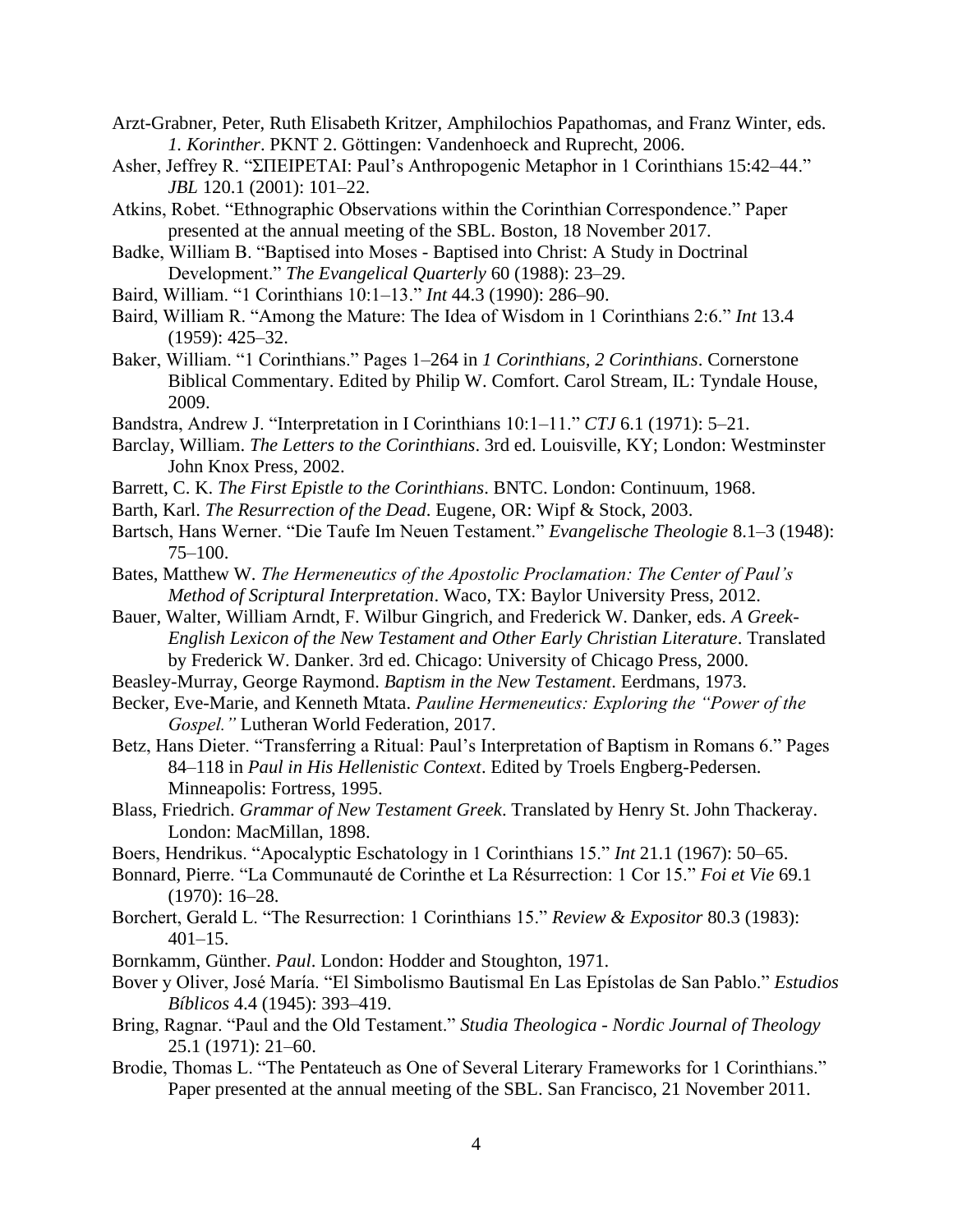Arzt-Grabner, Peter, Ruth Elisabeth Kritzer, Amphilochios Papathomas, and Franz Winter, eds. *1. Korinther*. PKNT 2. Göttingen: Vandenhoeck and Ruprecht, 2006.

Asher, Jeffrey R. "ΣΠΕΙΡΕΤΑΙ: Paul's Anthropogenic Metaphor in 1 Corinthians 15:42–44." *JBL* 120.1 (2001): 101–22.

Atkins, Robet. "Ethnographic Observations within the Corinthian Correspondence." Paper presented at the annual meeting of the SBL. Boston, 18 November 2017.

Badke, William B. "Baptised into Moses - Baptised into Christ: A Study in Doctrinal Development." *The Evangelical Quarterly* 60 (1988): 23–29.

Baird, William. "1 Corinthians 10:1–13." *Int* 44.3 (1990): 286–90.

Baird, William R. "Among the Mature: The Idea of Wisdom in 1 Corinthians 2:6." *Int* 13.4 (1959): 425–32.

Baker, William. "1 Corinthians." Pages 1–264 in *1 Corinthians, 2 Corinthians*. Cornerstone Biblical Commentary. Edited by Philip W. Comfort. Carol Stream, IL: Tyndale House, 2009.

Bandstra, Andrew J. "Interpretation in I Corinthians 10:1–11." *CTJ* 6.1 (1971): 5–21.

Barclay, William. *The Letters to the Corinthians*. 3rd ed. Louisville, KY; London: Westminster John Knox Press, 2002.

Barrett, C. K. *The First Epistle to the Corinthians*. BNTC. London: Continuum, 1968.

Barth, Karl. *The Resurrection of the Dead*. Eugene, OR: Wipf & Stock, 2003.

Bartsch, Hans Werner. "Die Taufe Im Neuen Testament." *Evangelische Theologie* 8.1–3 (1948): 75–100.

Bates, Matthew W. *The Hermeneutics of the Apostolic Proclamation: The Center of Paul's Method of Scriptural Interpretation*. Waco, TX: Baylor University Press, 2012.

Bauer, Walter, William Arndt, F. Wilbur Gingrich, and Frederick W. Danker, eds. *A Greek-English Lexicon of the New Testament and Other Early Christian Literature*. Translated by Frederick W. Danker. 3rd ed. Chicago: University of Chicago Press, 2000.

Beasley-Murray, George Raymond. *Baptism in the New Testament*. Eerdmans, 1973.

Becker, Eve-Marie, and Kenneth Mtata. *Pauline Hermeneutics: Exploring the "Power of the Gospel."* Lutheran World Federation, 2017.

Betz, Hans Dieter. "Transferring a Ritual: Paul's Interpretation of Baptism in Romans 6." Pages 84–118 in *Paul in His Hellenistic Context*. Edited by Troels Engberg-Pedersen. Minneapolis: Fortress, 1995.

Blass, Friedrich. *Grammar of New Testament Greek*. Translated by Henry St. John Thackeray. London: MacMillan, 1898.

Boers, Hendrikus. "Apocalyptic Eschatology in 1 Corinthians 15." *Int* 21.1 (1967): 50–65.

Bonnard, Pierre. "La Communauté de Corinthe et La Résurrection: 1 Cor 15." *Foi et Vie* 69.1 (1970): 16–28.

Borchert, Gerald L. "The Resurrection: 1 Corinthians 15." *Review & Expositor* 80.3 (1983): 401–15.

Bornkamm, Günther. *Paul*. London: Hodder and Stoughton, 1971.

Bover y Oliver, José María. "El Simbolismo Bautismal En Las Epístolas de San Pablo." *Estudios Bíblicos* 4.4 (1945): 393–419.

Bring, Ragnar. "Paul and the Old Testament." *Studia Theologica - Nordic Journal of Theology* 25.1 (1971): 21–60.

Brodie, Thomas L. "The Pentateuch as One of Several Literary Frameworks for 1 Corinthians." Paper presented at the annual meeting of the SBL. San Francisco, 21 November 2011.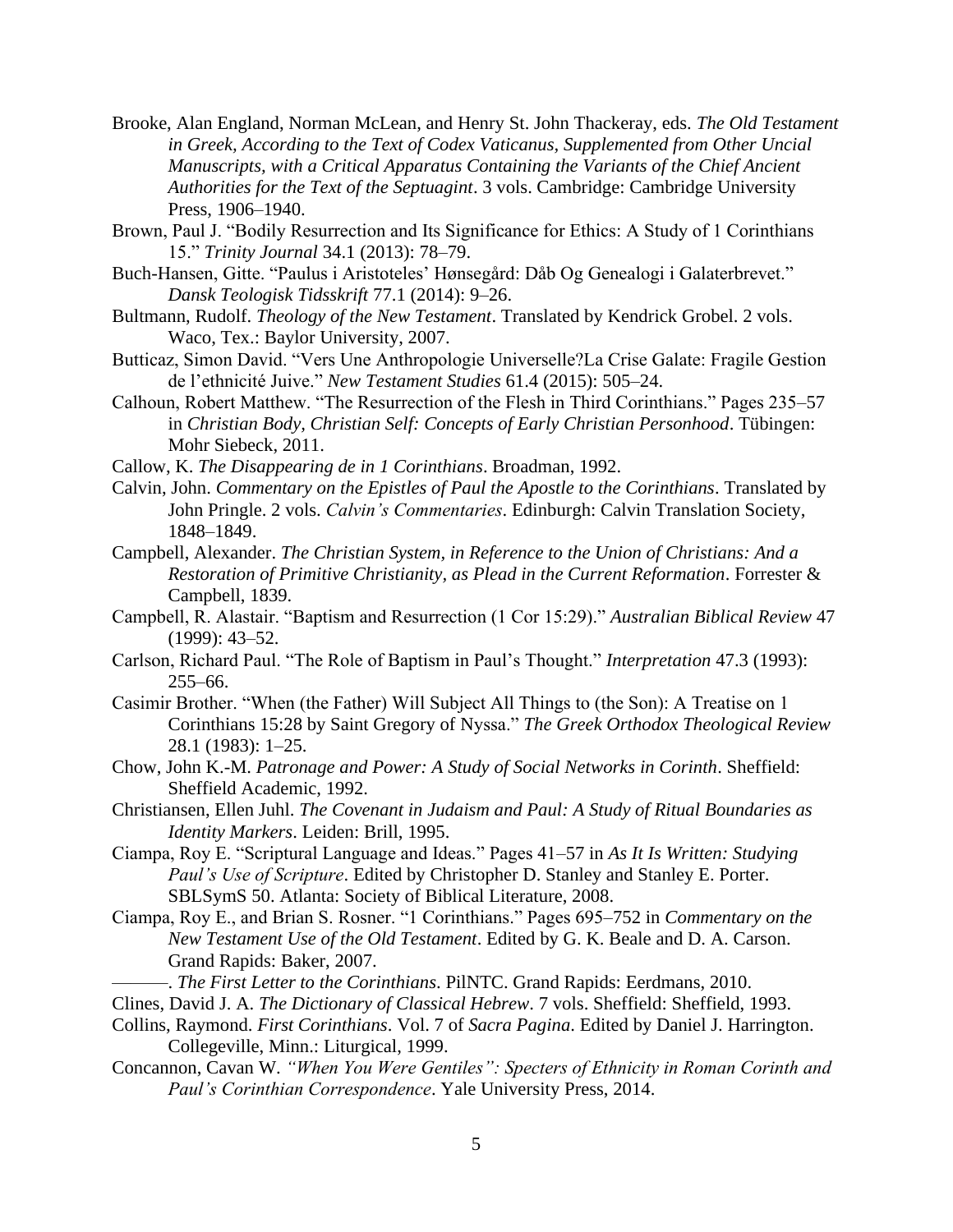Brooke, Alan England, Norman McLean, and Henry St. John Thackeray, eds. *The Old Testament in Greek, According to the Text of Codex Vaticanus, Supplemented from Other Uncial Manuscripts, with a Critical Apparatus Containing the Variants of the Chief Ancient Authorities for the Text of the Septuagint*. 3 vols. Cambridge: Cambridge University Press, 1906–1940.

Brown, Paul J. "Bodily Resurrection and Its Significance for Ethics: A Study of 1 Corinthians 15." *Trinity Journal* 34.1 (2013): 78–79.

Buch-Hansen, Gitte. "Paulus i Aristoteles' Hønsegård: Dåb Og Genealogi i Galaterbrevet." *Dansk Teologisk Tidsskrift* 77.1 (2014): 9–26.

Bultmann, Rudolf. *Theology of the New Testament*. Translated by Kendrick Grobel. 2 vols. Waco, Tex.: Baylor University, 2007.

Butticaz, Simon David. "Vers Une Anthropologie Universelle?La Crise Galate: Fragile Gestion de l'ethnicité Juive." *New Testament Studies* 61.4 (2015): 505–24.

Calhoun, Robert Matthew. "The Resurrection of the Flesh in Third Corinthians." Pages 235–57 in *Christian Body, Christian Self: Concepts of Early Christian Personhood*. Tübingen: Mohr Siebeck, 2011.

Callow, K. *The Disappearing de in 1 Corinthians*. Broadman, 1992.

Calvin, John. *Commentary on the Epistles of Paul the Apostle to the Corinthians*. Translated by John Pringle. 2 vols. *Calvin's Commentaries*. Edinburgh: Calvin Translation Society, 1848–1849.

Campbell, Alexander. *The Christian System, in Reference to the Union of Christians: And a Restoration of Primitive Christianity, as Plead in the Current Reformation*. Forrester & Campbell, 1839.

Campbell, R. Alastair. "Baptism and Resurrection (1 Cor 15:29)." *Australian Biblical Review* 47 (1999): 43–52.

Carlson, Richard Paul. "The Role of Baptism in Paul's Thought." *Interpretation* 47.3 (1993): 255–66.

Casimir Brother. "When (the Father) Will Subject All Things to (the Son): A Treatise on 1 Corinthians 15:28 by Saint Gregory of Nyssa." *The Greek Orthodox Theological Review* 28.1 (1983): 1–25.

Chow, John K.-M. *Patronage and Power: A Study of Social Networks in Corinth*. Sheffield: Sheffield Academic, 1992.

Christiansen, Ellen Juhl. *The Covenant in Judaism and Paul: A Study of Ritual Boundaries as Identity Markers*. Leiden: Brill, 1995.

Ciampa, Roy E. "Scriptural Language and Ideas." Pages 41–57 in *As It Is Written: Studying Paul's Use of Scripture*. Edited by Christopher D. Stanley and Stanley E. Porter. SBLSymS 50. Atlanta: Society of Biblical Literature, 2008.

Ciampa, Roy E., and Brian S. Rosner. "1 Corinthians." Pages 695–752 in *Commentary on the New Testament Use of the Old Testament*. Edited by G. K. Beale and D. A. Carson. Grand Rapids: Baker, 2007.

———. *The First Letter to the Corinthians*. PilNTC. Grand Rapids: Eerdmans, 2010.

Clines, David J. A. *The Dictionary of Classical Hebrew*. 7 vols. Sheffield: Sheffield, 1993.

Collins, Raymond. *First Corinthians*. Vol. 7 of *Sacra Pagina*. Edited by Daniel J. Harrington. Collegeville, Minn.: Liturgical, 1999.

Concannon, Cavan W. *"When You Were Gentiles": Specters of Ethnicity in Roman Corinth and Paul's Corinthian Correspondence*. Yale University Press, 2014.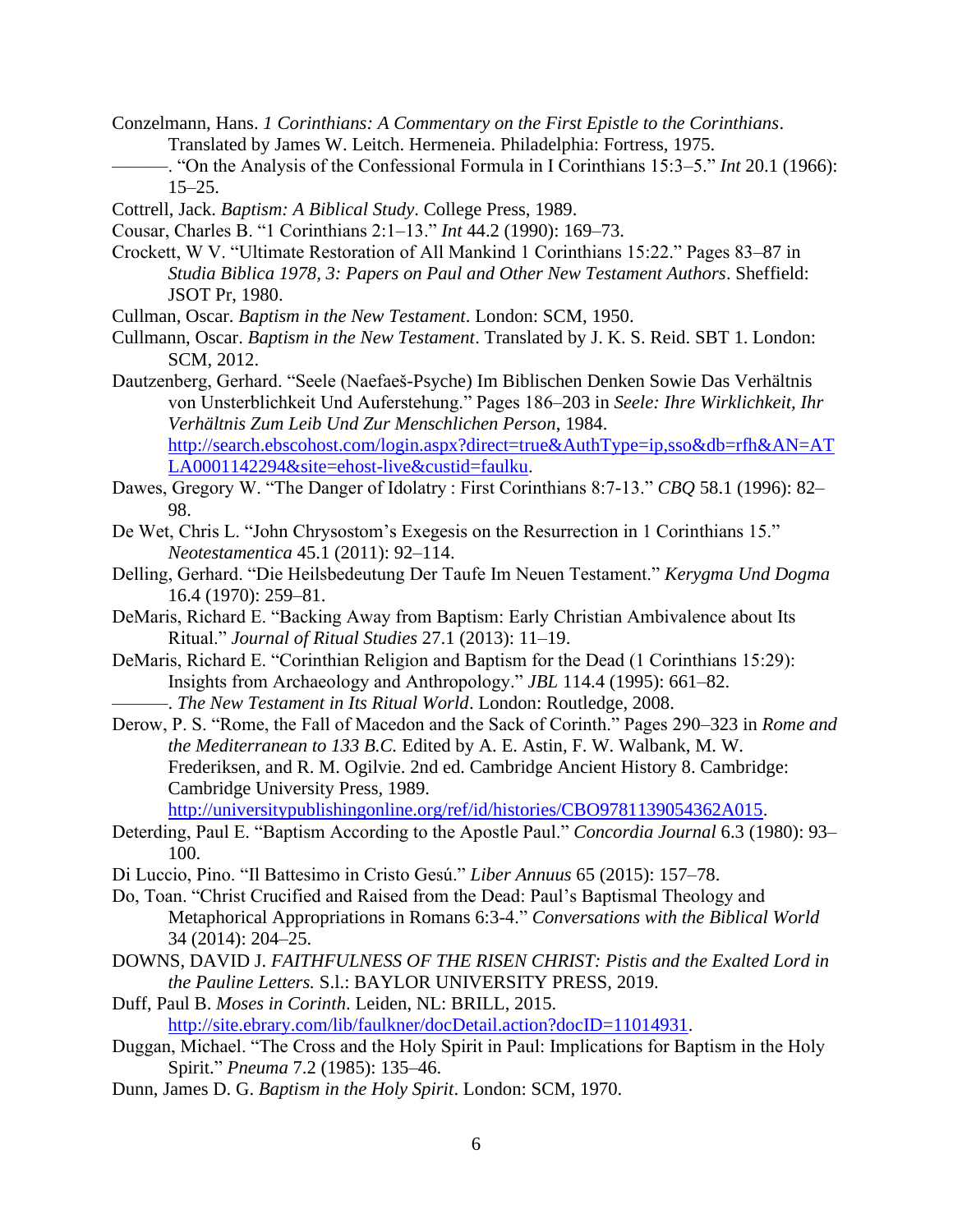Conzelmann, Hans. *1 Corinthians: A Commentary on the First Epistle to the Corinthians*. Translated by James W. Leitch. Hermeneia. Philadelphia: Fortress, 1975.

———. "On the Analysis of the Confessional Formula in I Corinthians 15:3–5." *Int* 20.1 (1966): 15–25.

Cottrell, Jack. *Baptism: A Biblical Study*. College Press, 1989.

Cousar, Charles B. "1 Corinthians 2:1–13." *Int* 44.2 (1990): 169–73.

Crockett, W V. "Ultimate Restoration of All Mankind 1 Corinthians 15:22." Pages 83–87 in *Studia Biblica 1978, 3: Papers on Paul and Other New Testament Authors*. Sheffield: JSOT Pr, 1980.

Cullman, Oscar. *Baptism in the New Testament*. London: SCM, 1950.

Cullmann, Oscar. *Baptism in the New Testament*. Translated by J. K. S. Reid. SBT 1. London: SCM, 2012.

Dautzenberg, Gerhard. "Seele (Naefaeš-Psyche) Im Biblischen Denken Sowie Das Verhältnis von Unsterblichkeit Und Auferstehung." Pages 186–203 in *Seele: Ihre Wirklichkeit, Ihr Verhältnis Zum Leib Und Zur Menschlichen Person*, 1984. http://search.ebscohost.com/login.aspx?direct=true&AuthType=ip,sso&db=rfh&AN=ATLA0001142294&site=ehost-live&custid=faulku.

Dawes, Gregory W. "The Danger of Idolatry : First Corinthians 8:7-13." *CBQ* 58.1 (1996): 82–98.

De Wet, Chris L. "John Chrysostom's Exegesis on the Resurrection in 1 Corinthians 15." *Neotestamentica* 45.1 (2011): 92–114.

Delling, Gerhard. "Die Heilsbedeutung Der Taufe Im Neuen Testament." *Kerygma Und Dogma* 16.4 (1970): 259–81.

DeMaris, Richard E. "Backing Away from Baptism: Early Christian Ambivalence about Its Ritual." *Journal of Ritual Studies* 27.1 (2013): 11–19.

DeMaris, Richard E. "Corinthian Religion and Baptism for the Dead (1 Corinthians 15:29): Insights from Archaeology and Anthropology." *JBL* 114.4 (1995): 661–82.

———. *The New Testament in Its Ritual World*. London: Routledge, 2008.

Derow, P. S. "Rome, the Fall of Macedon and the Sack of Corinth." Pages 290–323 in *Rome and the Mediterranean to 133 B.C.* Edited by A. E. Astin, F. W. Walbank, M. W. Frederiksen, and R. M. Ogilvie. 2nd ed. Cambridge Ancient History 8. Cambridge: Cambridge University Press, 1989. http://universitypublishingonline.org/ref/id/histories/CBO9781139054362A015.

Deterding, Paul E. "Baptism According to the Apostle Paul." *Concordia Journal* 6.3 (1980): 93–100.

Di Luccio, Pino. "Il Battesimo in Cristo Gesú." *Liber Annuus* 65 (2015): 157–78.

Do, Toan. "Christ Crucified and Raised from the Dead: Paul's Baptismal Theology and Metaphorical Appropriations in Romans 6:3-4." *Conversations with the Biblical World* 34 (2014): 204–25.

DOWNS, DAVID J. *FAITHFULNESS OF THE RISEN CHRIST: Pistis and the Exalted Lord in the Pauline Letters.* S.l.: BAYLOR UNIVERSITY PRESS, 2019.

Duff, Paul B. *Moses in Corinth*. Leiden, NL: BRILL, 2015. http://site.ebrary.com/lib/faulkner/docDetail.action?docID=11014931.

Duggan, Michael. "The Cross and the Holy Spirit in Paul: Implications for Baptism in the Holy Spirit." *Pneuma* 7.2 (1985): 135–46.

Dunn, James D. G. *Baptism in the Holy Spirit*. London: SCM, 1970.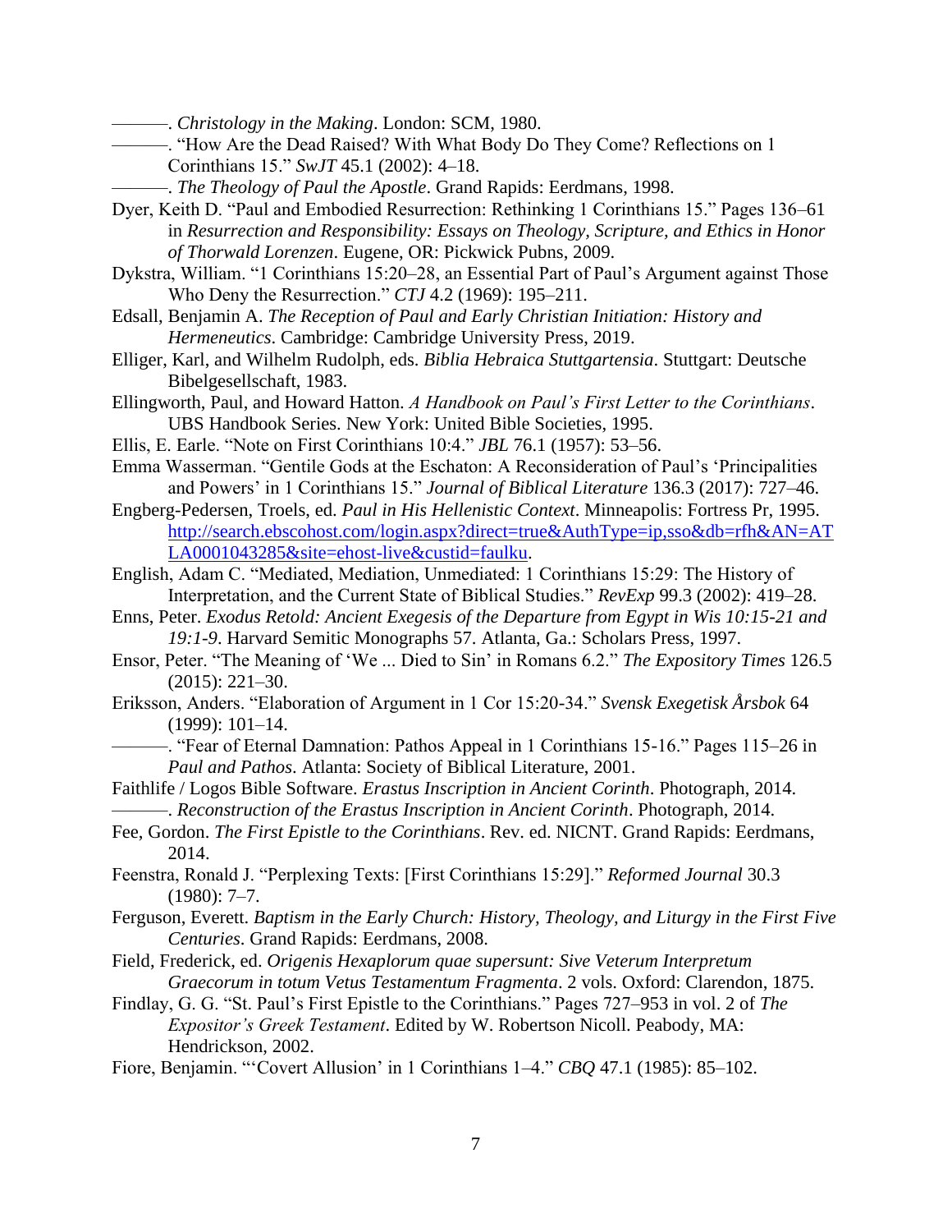———. *Christology in the Making*. London: SCM, 1980.

———. "How Are the Dead Raised? With What Body Do They Come? Reflections on 1 Corinthians 15." *SwJT* 45.1 (2002): 4–18.

———. *The Theology of Paul the Apostle*. Grand Rapids: Eerdmans, 1998.

Dyer, Keith D. "Paul and Embodied Resurrection: Rethinking 1 Corinthians 15." Pages 136–61 in *Resurrection and Responsibility: Essays on Theology, Scripture, and Ethics in Honor of Thorwald Lorenzen*. Eugene, OR: Pickwick Pubns, 2009.

Dykstra, William. "1 Corinthians 15:20–28, an Essential Part of Paul's Argument against Those Who Deny the Resurrection." *CTJ* 4.2 (1969): 195–211.

Edsall, Benjamin A. *The Reception of Paul and Early Christian Initiation: History and Hermeneutics*. Cambridge: Cambridge University Press, 2019.

Elliger, Karl, and Wilhelm Rudolph, eds. *Biblia Hebraica Stuttgartensia*. Stuttgart: Deutsche Bibelgesellschaft, 1983.

Ellingworth, Paul, and Howard Hatton. *A Handbook on Paul's First Letter to the Corinthians*. UBS Handbook Series. New York: United Bible Societies, 1995.

Ellis, E. Earle. "Note on First Corinthians 10:4." *JBL* 76.1 (1957): 53–56.

Emma Wasserman. "Gentile Gods at the Eschaton: A Reconsideration of Paul's 'Principalities and Powers' in 1 Corinthians 15." *Journal of Biblical Literature* 136.3 (2017): 727–46.

Engberg-Pedersen, Troels, ed. *Paul in His Hellenistic Context*. Minneapolis: Fortress Pr, 1995. http://search.ebscohost.com/login.aspx?direct=true&AuthType=ip,sso&db=rfh&AN=ATLA0001043285&site=ehost-live&custid=faulku.

English, Adam C. "Mediated, Mediation, Unmediated: 1 Corinthians 15:29: The History of Interpretation, and the Current State of Biblical Studies." *RevExp* 99.3 (2002): 419–28.

Enns, Peter. *Exodus Retold: Ancient Exegesis of the Departure from Egypt in Wis 10:15-21 and 19:1-9*. Harvard Semitic Monographs 57. Atlanta, Ga.: Scholars Press, 1997.

Ensor, Peter. "The Meaning of 'We ... Died to Sin' in Romans 6.2." *The Expository Times* 126.5 (2015): 221–30.

Eriksson, Anders. "Elaboration of Argument in 1 Cor 15:20-34." *Svensk Exegetisk Årsbok* 64 (1999): 101–14.

———. "Fear of Eternal Damnation: Pathos Appeal in 1 Corinthians 15-16." Pages 115–26 in *Paul and Pathos*. Atlanta: Society of Biblical Literature, 2001.

Faithlife / Logos Bible Software. *Erastus Inscription in Ancient Corinth*. Photograph, 2014.

———. *Reconstruction of the Erastus Inscription in Ancient Corinth*. Photograph, 2014.

Fee, Gordon. *The First Epistle to the Corinthians*. Rev. ed. NICNT. Grand Rapids: Eerdmans, 2014.

Feenstra, Ronald J. "Perplexing Texts: [First Corinthians 15:29]." *Reformed Journal* 30.3 (1980): 7–7.

Ferguson, Everett. *Baptism in the Early Church: History, Theology, and Liturgy in the First Five Centuries*. Grand Rapids: Eerdmans, 2008.

Field, Frederick, ed. *Origenis Hexaplorum quae supersunt: Sive Veterum Interpretum Graecorum in totum Vetus Testamentum Fragmenta*. 2 vols. Oxford: Clarendon, 1875.

Findlay, G. G. "St. Paul's First Epistle to the Corinthians." Pages 727–953 in vol. 2 of *The Expositor's Greek Testament*. Edited by W. Robertson Nicoll. Peabody, MA: Hendrickson, 2002.

Fiore, Benjamin. "'Covert Allusion' in 1 Corinthians 1–4." *CBQ* 47.1 (1985): 85–102.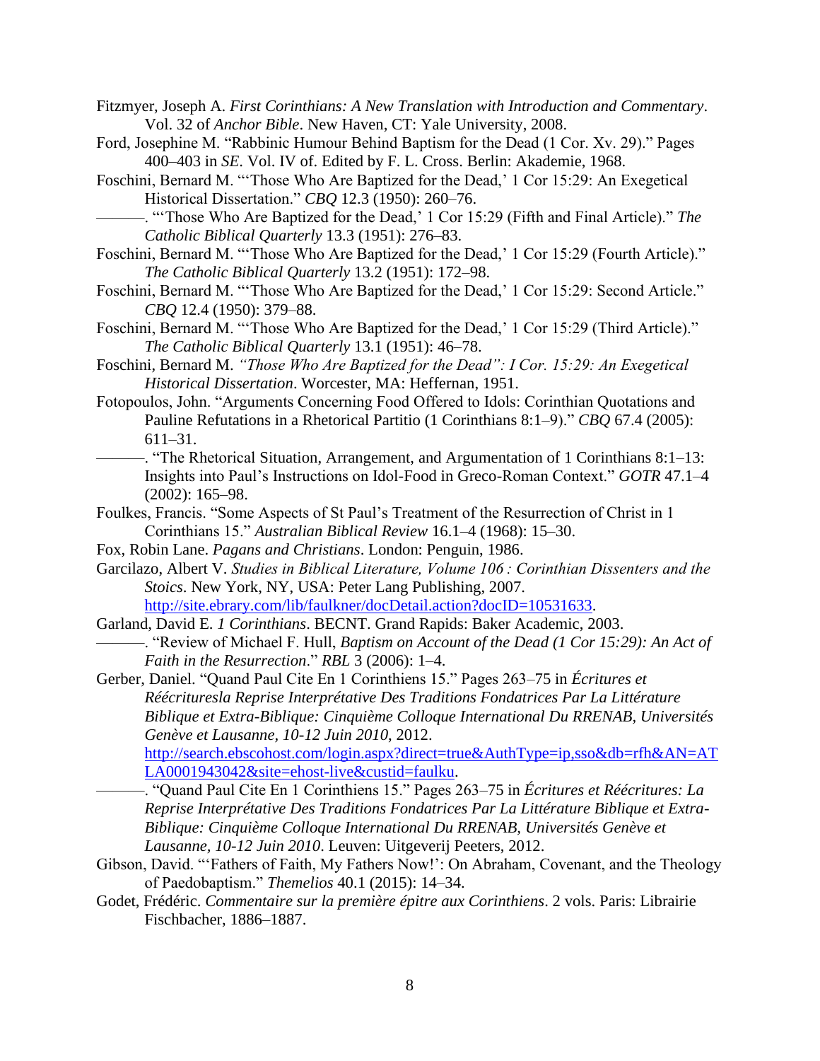Fitzmyer, Joseph A. *First Corinthians: A New Translation with Introduction and Commentary*. Vol. 32 of *Anchor Bible*. New Haven, CT: Yale University, 2008.

Ford, Josephine M. "Rabbinic Humour Behind Baptism for the Dead (1 Cor. Xv. 29)." Pages 400–403 in *SE*. Vol. IV of. Edited by F. L. Cross. Berlin: Akademie, 1968.

Foschini, Bernard M. "'Those Who Are Baptized for the Dead,' 1 Cor 15:29: An Exegetical Historical Dissertation." *CBQ* 12.3 (1950): 260–76.

———. "'Those Who Are Baptized for the Dead,' 1 Cor 15:29 (Fifth and Final Article)." *The Catholic Biblical Quarterly* 13.3 (1951): 276–83.

Foschini, Bernard M. "'Those Who Are Baptized for the Dead,' 1 Cor 15:29 (Fourth Article)." *The Catholic Biblical Quarterly* 13.2 (1951): 172–98.

Foschini, Bernard M. "'Those Who Are Baptized for the Dead,' 1 Cor 15:29: Second Article." *CBQ* 12.4 (1950): 379–88.

Foschini, Bernard M. "'Those Who Are Baptized for the Dead,' 1 Cor 15:29 (Third Article)." *The Catholic Biblical Quarterly* 13.1 (1951): 46–78.

Foschini, Bernard M. *"Those Who Are Baptized for the Dead": I Cor. 15:29: An Exegetical Historical Dissertation*. Worcester, MA: Heffernan, 1951.

Fotopoulos, John. "Arguments Concerning Food Offered to Idols: Corinthian Quotations and Pauline Refutations in a Rhetorical Partitio (1 Corinthians 8:1–9)." *CBQ* 67.4 (2005): 611–31.

———. "The Rhetorical Situation, Arrangement, and Argumentation of 1 Corinthians 8:1–13: Insights into Paul's Instructions on Idol-Food in Greco-Roman Context." *GOTR* 47.1–4 (2002): 165–98.

Foulkes, Francis. "Some Aspects of St Paul's Treatment of the Resurrection of Christ in 1 Corinthians 15." *Australian Biblical Review* 16.1–4 (1968): 15–30.

Fox, Robin Lane. *Pagans and Christians*. London: Penguin, 1986.

Garcilazo, Albert V. *Studies in Biblical Literature, Volume 106 : Corinthian Dissenters and the Stoics*. New York, NY, USA: Peter Lang Publishing, 2007. http://site.ebrary.com/lib/faulkner/docDetail.action?docID=10531633.

Garland, David E. *1 Corinthians*. BECNT. Grand Rapids: Baker Academic, 2003.

———. "Review of Michael F. Hull, *Baptism on Account of the Dead (1 Cor 15:29): An Act of Faith in the Resurrection*." *RBL* 3 (2006): 1–4.

Gerber, Daniel. "Quand Paul Cite En 1 Corinthiens 15." Pages 263–75 in *Écritures et Réécrituresla Reprise Interprétative Des Traditions Fondatrices Par La Littérature Biblique et Extra-Biblique: Cinquième Colloque International Du RRENAB, Universités Genève et Lausanne, 10-12 Juin 2010*, 2012. http://search.ebscohost.com/login.aspx?direct=true&AuthType=ip,sso&db=rfh&AN=ATLA0001943042&site=ehost-live&custid=faulku.

———. "Quand Paul Cite En 1 Corinthiens 15." Pages 263–75 in *Écritures et Réécritures: La Reprise Interprétative Des Traditions Fondatrices Par La Littérature Biblique et Extra-Biblique: Cinquième Colloque International Du RRENAB, Universités Genève et Lausanne, 10-12 Juin 2010*. Leuven: Uitgeverij Peeters, 2012.

Gibson, David. "'Fathers of Faith, My Fathers Now!': On Abraham, Covenant, and the Theology of Paedobaptism." *Themelios* 40.1 (2015): 14–34.

Godet, Frédéric. *Commentaire sur la première épitre aux Corinthiens*. 2 vols. Paris: Librairie Fischbacher, 1886–1887.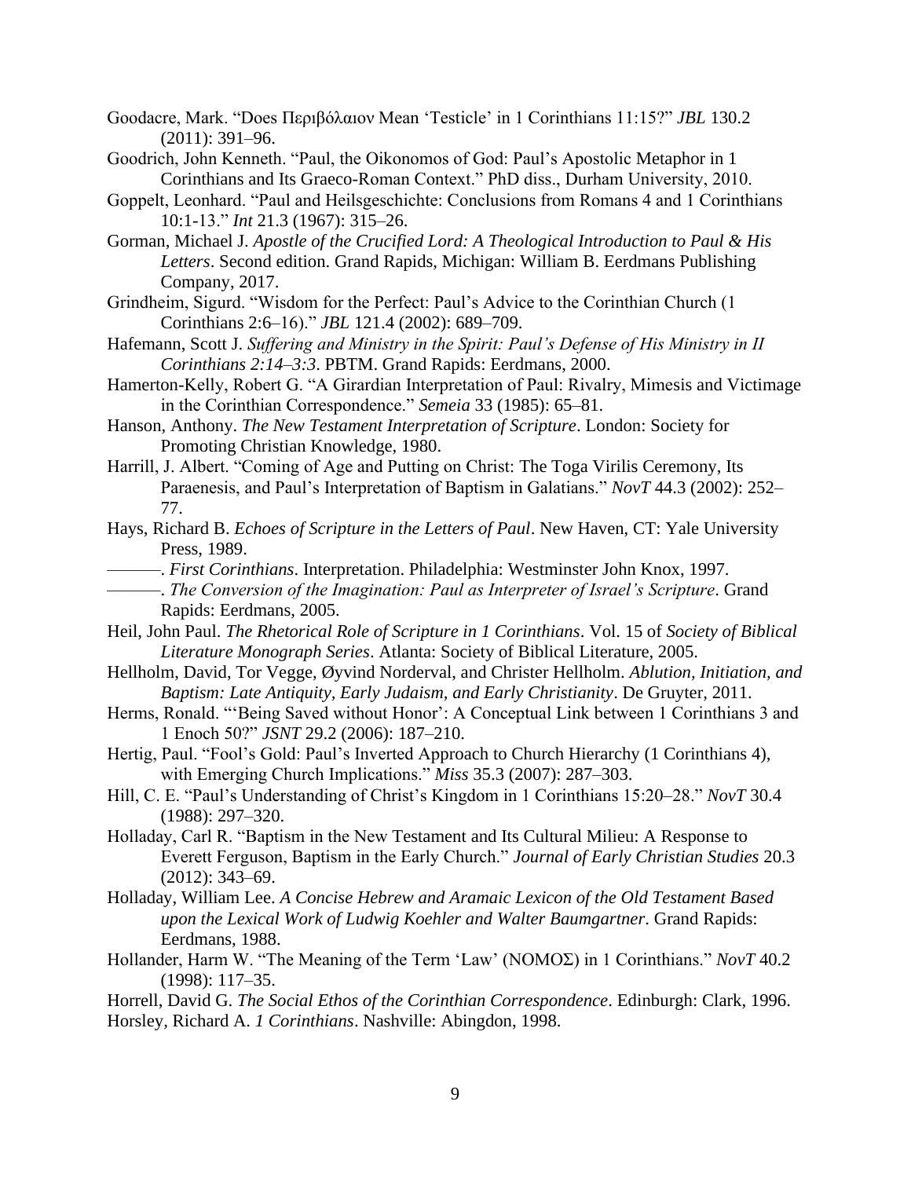Goodacre, Mark. "Does Περιβόλαιον Mean 'Testicle' in 1 Corinthians 11:15?" *JBL* 130.2 (2011): 391–96.

Goodrich, John Kenneth. "Paul, the Oikonomos of God: Paul's Apostolic Metaphor in 1 Corinthians and Its Graeco-Roman Context." PhD diss., Durham University, 2010.

Goppelt, Leonhard. "Paul and Heilsgeschichte: Conclusions from Romans 4 and 1 Corinthians 10:1-13." *Int* 21.3 (1967): 315–26.

Gorman, Michael J. *Apostle of the Crucified Lord: A Theological Introduction to Paul & His Letters*. Second edition. Grand Rapids, Michigan: William B. Eerdmans Publishing Company, 2017.

Grindheim, Sigurd. "Wisdom for the Perfect: Paul's Advice to the Corinthian Church (1 Corinthians 2:6–16)." *JBL* 121.4 (2002): 689–709.

Hafemann, Scott J. *Suffering and Ministry in the Spirit: Paul's Defense of His Ministry in II Corinthians 2:14–3:3*. PBTM. Grand Rapids: Eerdmans, 2000.

Hamerton-Kelly, Robert G. "A Girardian Interpretation of Paul: Rivalry, Mimesis and Victimage in the Corinthian Correspondence." *Semeia* 33 (1985): 65–81.

Hanson, Anthony. *The New Testament Interpretation of Scripture*. London: Society for Promoting Christian Knowledge, 1980.

Harrill, J. Albert. "Coming of Age and Putting on Christ: The Toga Virilis Ceremony, Its Paraenesis, and Paul's Interpretation of Baptism in Galatians." *NovT* 44.3 (2002): 252–77.

Hays, Richard B. *Echoes of Scripture in the Letters of Paul*. New Haven, CT: Yale University Press, 1989.

———. *First Corinthians*. Interpretation. Philadelphia: Westminster John Knox, 1997.

———. *The Conversion of the Imagination: Paul as Interpreter of Israel's Scripture*. Grand Rapids: Eerdmans, 2005.

Heil, John Paul. *The Rhetorical Role of Scripture in 1 Corinthians*. Vol. 15 of *Society of Biblical Literature Monograph Series*. Atlanta: Society of Biblical Literature, 2005.

Hellholm, David, Tor Vegge, Øyvind Norderval, and Christer Hellholm. *Ablution, Initiation, and Baptism: Late Antiquity, Early Judaism, and Early Christianity*. De Gruyter, 2011.

Herms, Ronald. "'Being Saved without Honor': A Conceptual Link between 1 Corinthians 3 and 1 Enoch 50?" *JSNT* 29.2 (2006): 187–210.

Hertig, Paul. "Fool's Gold: Paul's Inverted Approach to Church Hierarchy (1 Corinthians 4), with Emerging Church Implications." *Miss* 35.3 (2007): 287–303.

Hill, C. E. "Paul's Understanding of Christ's Kingdom in 1 Corinthians 15:20–28." *NovT* 30.4 (1988): 297–320.

Holladay, Carl R. "Baptism in the New Testament and Its Cultural Milieu: A Response to Everett Ferguson, Baptism in the Early Church." *Journal of Early Christian Studies* 20.3 (2012): 343–69.

Holladay, William Lee. *A Concise Hebrew and Aramaic Lexicon of the Old Testament Based upon the Lexical Work of Ludwig Koehler and Walter Baumgartner*. Grand Rapids: Eerdmans, 1988.

Hollander, Harm W. "The Meaning of the Term 'Law' (ΝΟΜΟΣ) in 1 Corinthians." *NovT* 40.2 (1998): 117–35.

Horrell, David G. *The Social Ethos of the Corinthian Correspondence*. Edinburgh: Clark, 1996.

Horsley, Richard A. *1 Corinthians*. Nashville: Abingdon, 1998.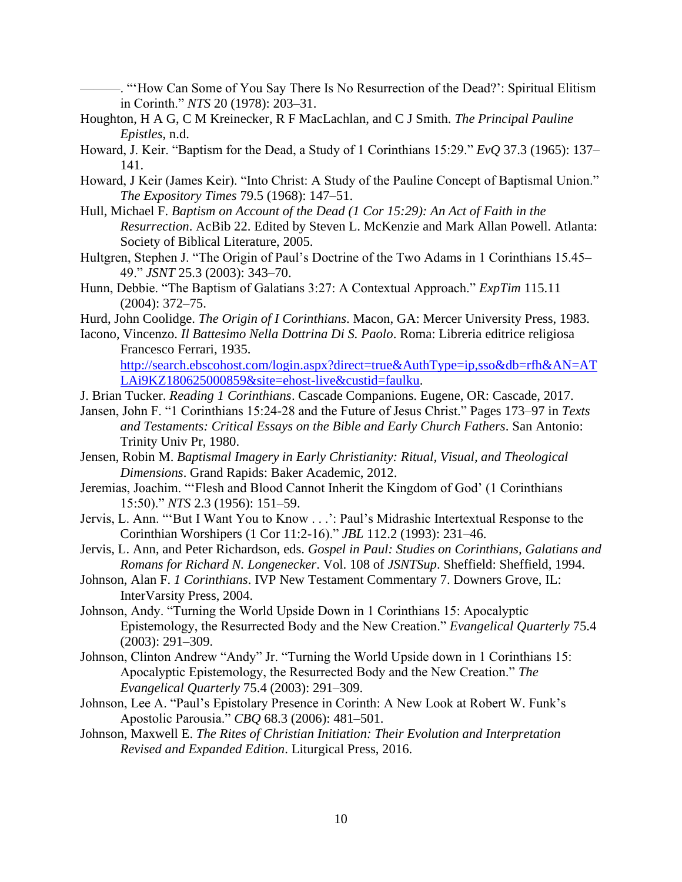———. "'How Can Some of You Say There Is No Resurrection of the Dead?': Spiritual Elitism in Corinth." *NTS* 20 (1978): 203–31.

Houghton, H A G, C M Kreinecker, R F MacLachlan, and C J Smith. *The Principal Pauline Epistles*, n.d.

Howard, J. Keir. "Baptism for the Dead, a Study of 1 Corinthians 15:29." *EvQ* 37.3 (1965): 137–141.

Howard, J Keir (James Keir). "Into Christ: A Study of the Pauline Concept of Baptismal Union." *The Expository Times* 79.5 (1968): 147–51.

Hull, Michael F. *Baptism on Account of the Dead (1 Cor 15:29): An Act of Faith in the Resurrection*. AcBib 22. Edited by Steven L. McKenzie and Mark Allan Powell. Atlanta: Society of Biblical Literature, 2005.

Hultgren, Stephen J. "The Origin of Paul's Doctrine of the Two Adams in 1 Corinthians 15.45–49." *JSNT* 25.3 (2003): 343–70.

Hunn, Debbie. "The Baptism of Galatians 3:27: A Contextual Approach." *ExpTim* 115.11 (2004): 372–75.

Hurd, John Coolidge. *The Origin of I Corinthians*. Macon, GA: Mercer University Press, 1983.

Iacono, Vincenzo. *Il Battesimo Nella Dottrina Di S. Paolo*. Roma: Libreria editrice religiosa Francesco Ferrari, 1935. http://search.ebscohost.com/login.aspx?direct=true&AuthType=ip,sso&db=rfh&AN=ATLAi9KZ180625000859&site=ehost-live&custid=faulku.

J. Brian Tucker. *Reading 1 Corinthians*. Cascade Companions. Eugene, OR: Cascade, 2017.

Jansen, John F. "1 Corinthians 15:24-28 and the Future of Jesus Christ." Pages 173–97 in *Texts and Testaments: Critical Essays on the Bible and Early Church Fathers*. San Antonio: Trinity Univ Pr, 1980.

Jensen, Robin M. *Baptismal Imagery in Early Christianity: Ritual, Visual, and Theological Dimensions*. Grand Rapids: Baker Academic, 2012.

Jeremias, Joachim. "'Flesh and Blood Cannot Inherit the Kingdom of God' (1 Corinthians 15:50)." *NTS* 2.3 (1956): 151–59.

Jervis, L. Ann. "'But I Want You to Know . . .': Paul's Midrashic Intertextual Response to the Corinthian Worshipers (1 Cor 11:2-16)." *JBL* 112.2 (1993): 231–46.

Jervis, L. Ann, and Peter Richardson, eds. *Gospel in Paul: Studies on Corinthians, Galatians and Romans for Richard N. Longenecker*. Vol. 108 of *JSNTSup*. Sheffield: Sheffield, 1994.

Johnson, Alan F. *1 Corinthians*. IVP New Testament Commentary 7. Downers Grove, IL: InterVarsity Press, 2004.

Johnson, Andy. "Turning the World Upside Down in 1 Corinthians 15: Apocalyptic Epistemology, the Resurrected Body and the New Creation." *Evangelical Quarterly* 75.4 (2003): 291–309.

Johnson, Clinton Andrew "Andy" Jr. "Turning the World Upside down in 1 Corinthians 15: Apocalyptic Epistemology, the Resurrected Body and the New Creation." *The Evangelical Quarterly* 75.4 (2003): 291–309.

Johnson, Lee A. "Paul's Epistolary Presence in Corinth: A New Look at Robert W. Funk's Apostolic Parousia." *CBQ* 68.3 (2006): 481–501.

Johnson, Maxwell E. *The Rites of Christian Initiation: Their Evolution and Interpretation Revised and Expanded Edition*. Liturgical Press, 2016.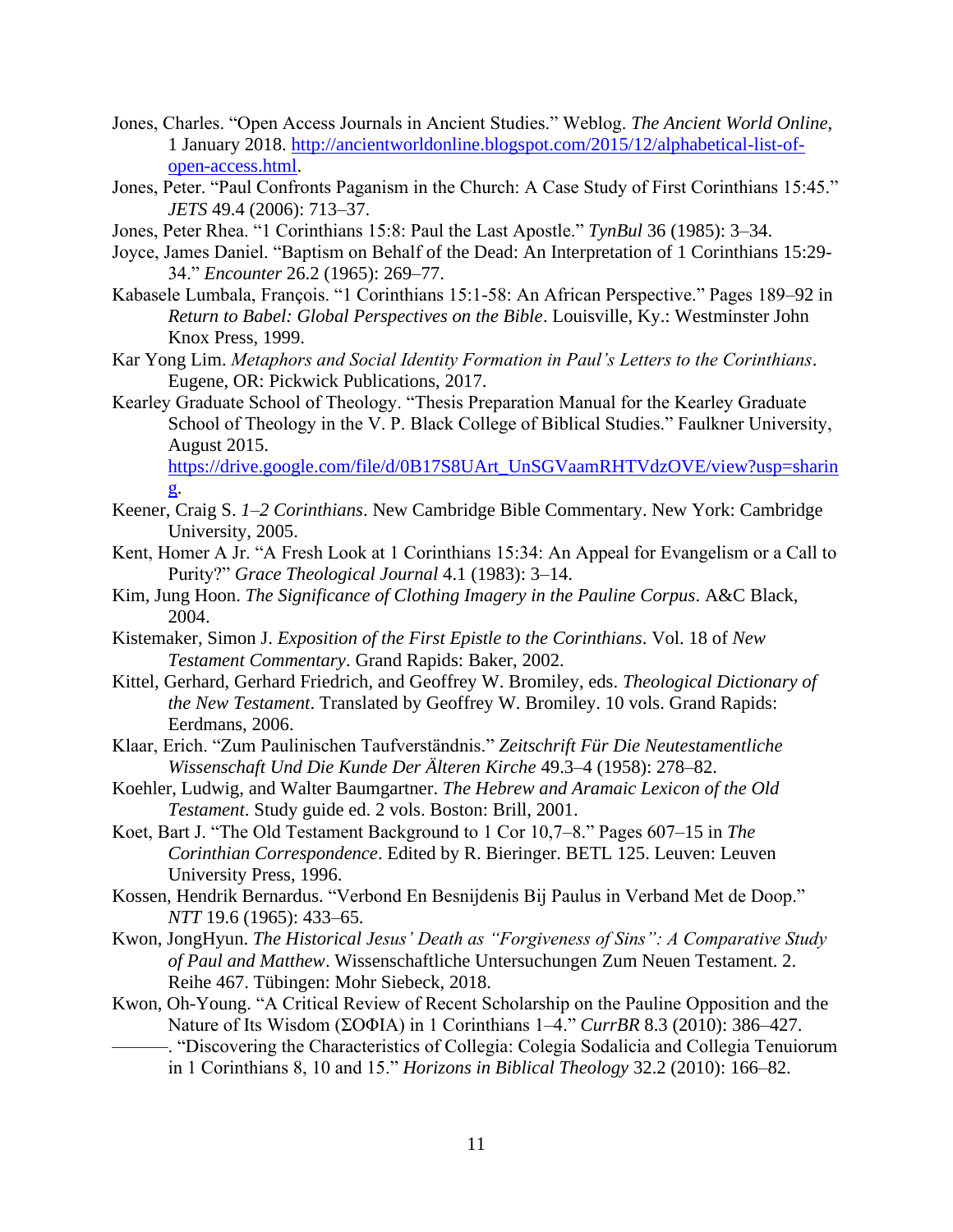Jones, Charles. "Open Access Journals in Ancient Studies." Weblog. *The Ancient World Online*, 1 January 2018. [http://ancientworldonline.blogspot.com/2015/12/alphabetical-list-of-open-access.html](http://ancientworldonline.blogspot.com/2015/12/alphabetical-list-of-open-access.html).

Jones, Peter. "Paul Confronts Paganism in the Church: A Case Study of First Corinthians 15:45." *JETS* 49.4 (2006): 713–37.

Jones, Peter Rhea. "1 Corinthians 15:8: Paul the Last Apostle." *TynBul* 36 (1985): 3–34.

Joyce, James Daniel. "Baptism on Behalf of the Dead: An Interpretation of 1 Corinthians 15:29-34." *Encounter* 26.2 (1965): 269–77.

Kabasele Lumbala, François. "1 Corinthians 15:1-58: An African Perspective." Pages 189–92 in *Return to Babel: Global Perspectives on the Bible*. Louisville, Ky.: Westminster John Knox Press, 1999.

Kar Yong Lim. *Metaphors and Social Identity Formation in Paul's Letters to the Corinthians*. Eugene, OR: Pickwick Publications, 2017.

Kearley Graduate School of Theology. "Thesis Preparation Manual for the Kearley Graduate School of Theology in the V. P. Black College of Biblical Studies." Faulkner University, August 2015. [https://drive.google.com/file/d/0B17S8UArt_UnSGVaamRHTVdzOVE/view?usp=sharing](https://drive.google.com/file/d/0B17S8UArt_UnSGVaamRHTVdzOVE/view?usp=sharing).

Keener, Craig S. *1–2 Corinthians*. New Cambridge Bible Commentary. New York: Cambridge University, 2005.

Kent, Homer A Jr. "A Fresh Look at 1 Corinthians 15:34: An Appeal for Evangelism or a Call to Purity?" *Grace Theological Journal* 4.1 (1983): 3–14.

Kim, Jung Hoon. *The Significance of Clothing Imagery in the Pauline Corpus*. A&C Black, 2004.

Kistemaker, Simon J. *Exposition of the First Epistle to the Corinthians*. Vol. 18 of *New Testament Commentary*. Grand Rapids: Baker, 2002.

Kittel, Gerhard, Gerhard Friedrich, and Geoffrey W. Bromiley, eds. *Theological Dictionary of the New Testament*. Translated by Geoffrey W. Bromiley. 10 vols. Grand Rapids: Eerdmans, 2006.

Klaar, Erich. "Zum Paulinischen Taufverständnis." *Zeitschrift Für Die Neutestamentliche Wissenschaft Und Die Kunde Der Älteren Kirche* 49.3–4 (1958): 278–82.

Koehler, Ludwig, and Walter Baumgartner. *The Hebrew and Aramaic Lexicon of the Old Testament*. Study guide ed. 2 vols. Boston: Brill, 2001.

Koet, Bart J. "The Old Testament Background to 1 Cor 10,7–8." Pages 607–15 in *The Corinthian Correspondence*. Edited by R. Bieringer. BETL 125. Leuven: Leuven University Press, 1996.

Kossen, Hendrik Bernardus. "Verbond En Besnijdenis Bij Paulus in Verband Met de Doop." *NTT* 19.6 (1965): 433–65.

Kwon, JongHyun. *The Historical Jesus' Death as "Forgiveness of Sins": A Comparative Study of Paul and Matthew*. Wissenschaftliche Untersuchungen Zum Neuen Testament. 2. Reihe 467. Tübingen: Mohr Siebeck, 2018.

Kwon, Oh-Young. "A Critical Review of Recent Scholarship on the Pauline Opposition and the Nature of Its Wisdom (ΣΟΦΙΑ) in 1 Corinthians 1–4." *CurrBR* 8.3 (2010): 386–427.

———. "Discovering the Characteristics of Collegia: Colegia Sodalicia and Collegia Tenuiorum in 1 Corinthians 8, 10 and 15." *Horizons in Biblical Theology* 32.2 (2010): 166–82.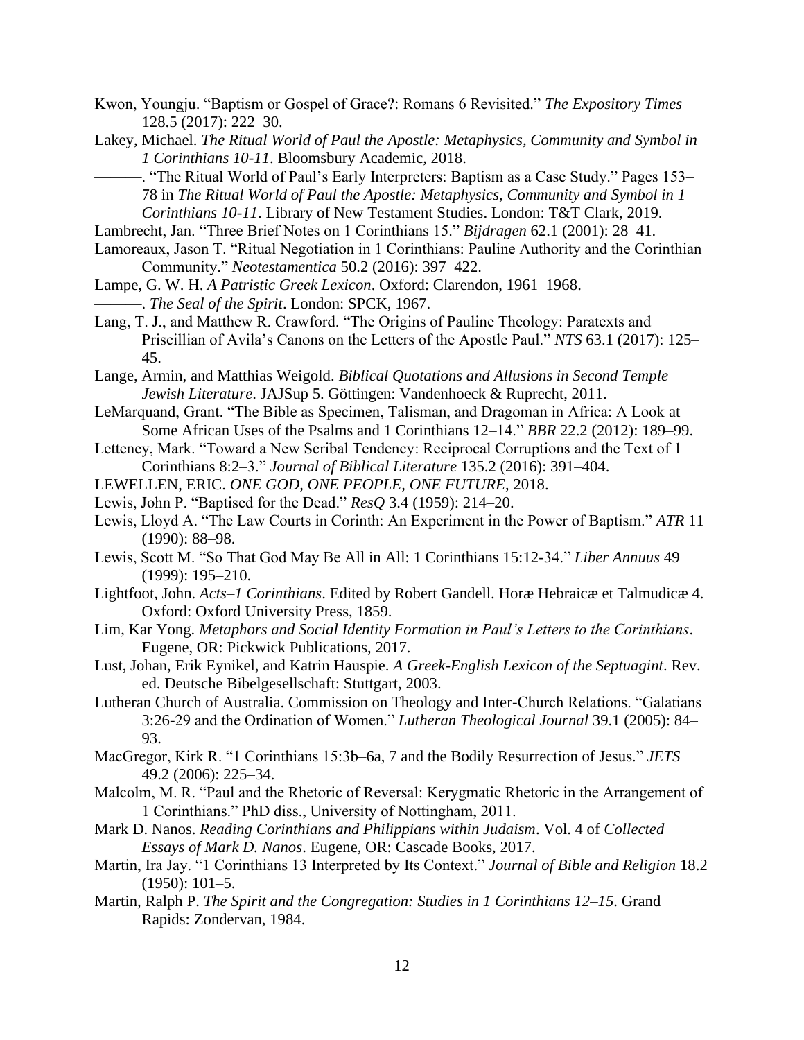Kwon, Youngju. “Baptism or Gospel of Grace?: Romans 6 Revisited.” *The Expository Times* 128.5 (2017): 222–30.

Lakey, Michael. *The Ritual World of Paul the Apostle: Metaphysics, Community and Symbol in 1 Corinthians 10-11*. Bloomsbury Academic, 2018.

———. “The Ritual World of Paul’s Early Interpreters: Baptism as a Case Study.” Pages 153–78 in *The Ritual World of Paul the Apostle: Metaphysics, Community and Symbol in 1 Corinthians 10-11*. Library of New Testament Studies. London: T&T Clark, 2019.

Lambrecht, Jan. “Three Brief Notes on 1 Corinthians 15.” *Bijdragen* 62.1 (2001): 28–41.

Lamoreaux, Jason T. “Ritual Negotiation in 1 Corinthians: Pauline Authority and the Corinthian Community.” *Neotestamentica* 50.2 (2016): 397–422.

Lampe, G. W. H. *A Patristic Greek Lexicon*. Oxford: Clarendon, 1961–1968.

———. *The Seal of the Spirit*. London: SPCK, 1967.

Lang, T. J., and Matthew R. Crawford. “The Origins of Pauline Theology: Paratexts and Priscillian of Avila’s Canons on the Letters of the Apostle Paul.” *NTS* 63.1 (2017): 125–45.

Lange, Armin, and Matthias Weigold. *Biblical Quotations and Allusions in Second Temple Jewish Literature*. JAJSup 5. Göttingen: Vandenhoeck & Ruprecht, 2011.

LeMarquand, Grant. “The Bible as Specimen, Talisman, and Dragoman in Africa: A Look at Some African Uses of the Psalms and 1 Corinthians 12–14.” *BBR* 22.2 (2012): 189–99.

Letteney, Mark. “Toward a New Scribal Tendency: Reciprocal Corruptions and the Text of 1 Corinthians 8:2–3.” *Journal of Biblical Literature* 135.2 (2016): 391–404.

LEWELLEN, ERIC. *ONE GOD, ONE PEOPLE, ONE FUTURE*, 2018.

Lewis, John P. “Baptised for the Dead.” *ResQ* 3.4 (1959): 214–20.

Lewis, Lloyd A. “The Law Courts in Corinth: An Experiment in the Power of Baptism.” *ATR* 11 (1990): 88–98.

Lewis, Scott M. “So That God May Be All in All: 1 Corinthians 15:12-34.” *Liber Annuus* 49 (1999): 195–210.

Lightfoot, John. *Acts–1 Corinthians*. Edited by Robert Gandell. Horæ Hebraicæ et Talmudicæ 4. Oxford: Oxford University Press, 1859.

Lim, Kar Yong. *Metaphors and Social Identity Formation in Paul’s Letters to the Corinthians*. Eugene, OR: Pickwick Publications, 2017.

Lust, Johan, Erik Eynikel, and Katrin Hauspie. *A Greek-English Lexicon of the Septuagint*. Rev. ed. Deutsche Bibelgesellschaft: Stuttgart, 2003.

Lutheran Church of Australia. Commission on Theology and Inter-Church Relations. “Galatians 3:26-29 and the Ordination of Women.” *Lutheran Theological Journal* 39.1 (2005): 84–93.

MacGregor, Kirk R. “1 Corinthians 15:3b–6a, 7 and the Bodily Resurrection of Jesus.” *JETS* 49.2 (2006): 225–34.

Malcolm, M. R. “Paul and the Rhetoric of Reversal: Kerygmatic Rhetoric in the Arrangement of 1 Corinthians.” PhD diss., University of Nottingham, 2011.

Mark D. Nanos. *Reading Corinthians and Philippians within Judaism*. Vol. 4 of *Collected Essays of Mark D. Nanos*. Eugene, OR: Cascade Books, 2017.

Martin, Ira Jay. “1 Corinthians 13 Interpreted by Its Context.” *Journal of Bible and Religion* 18.2 (1950): 101–5.

Martin, Ralph P. *The Spirit and the Congregation: Studies in 1 Corinthians 12–15*. Grand Rapids: Zondervan, 1984.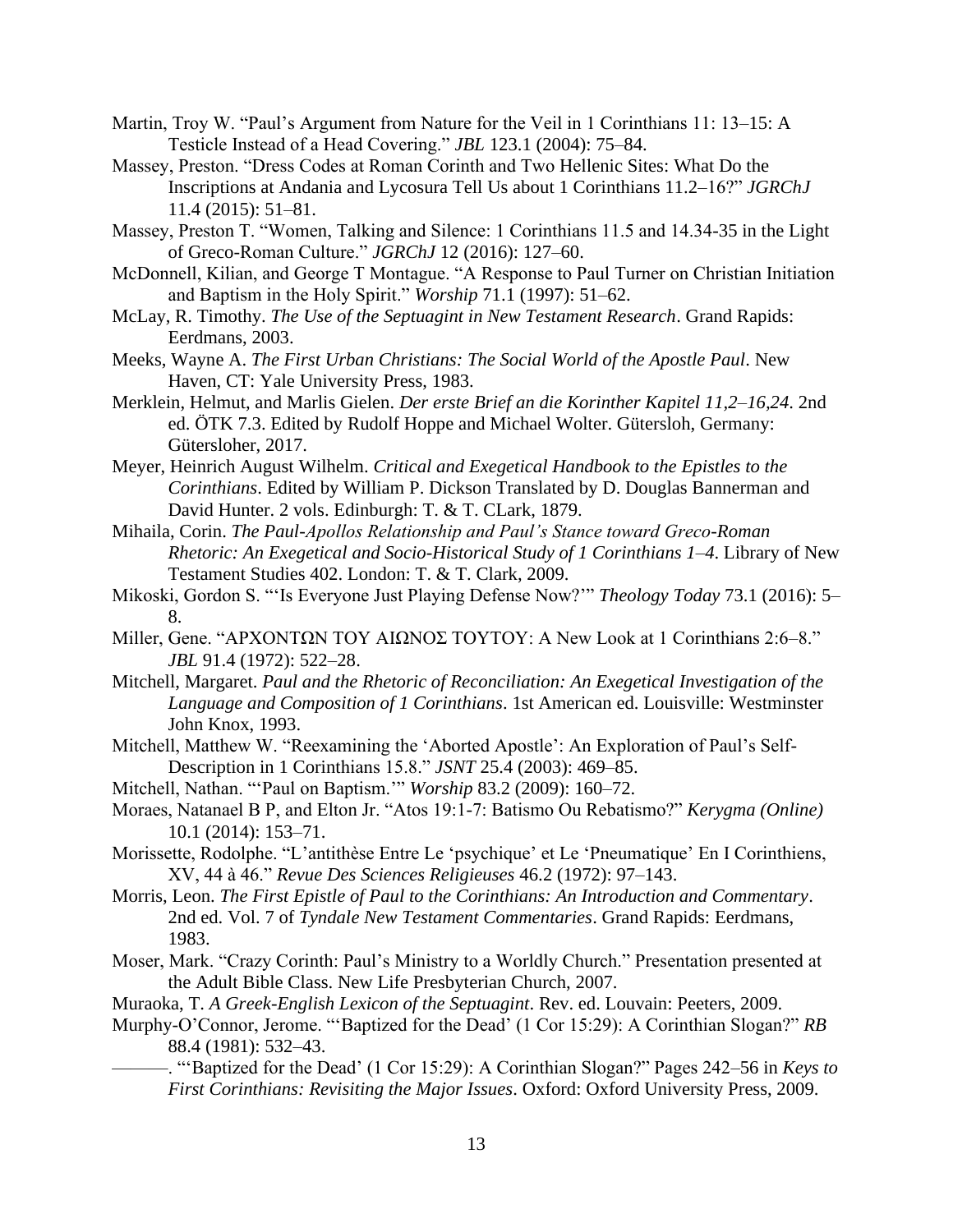Martin, Troy W. "Paul's Argument from Nature for the Veil in 1 Corinthians 11: 13–15: A Testicle Instead of a Head Covering." *JBL* 123.1 (2004): 75–84.

Massey, Preston. "Dress Codes at Roman Corinth and Two Hellenic Sites: What Do the Inscriptions at Andania and Lycosura Tell Us about 1 Corinthians 11.2–16?" *JGRChJ* 11.4 (2015): 51–81.

Massey, Preston T. "Women, Talking and Silence: 1 Corinthians 11.5 and 14.34-35 in the Light of Greco-Roman Culture." *JGRChJ* 12 (2016): 127–60.

McDonnell, Kilian, and George T Montague. "A Response to Paul Turner on Christian Initiation and Baptism in the Holy Spirit." *Worship* 71.1 (1997): 51–62.

McLay, R. Timothy. *The Use of the Septuagint in New Testament Research*. Grand Rapids: Eerdmans, 2003.

Meeks, Wayne A. *The First Urban Christians: The Social World of the Apostle Paul*. New Haven, CT: Yale University Press, 1983.

Merklein, Helmut, and Marlis Gielen. *Der erste Brief an die Korinther Kapitel 11,2–16,24*. 2nd ed. ÖTK 7.3. Edited by Rudolf Hoppe and Michael Wolter. Gütersloh, Germany: Gütersloher, 2017.

Meyer, Heinrich August Wilhelm. *Critical and Exegetical Handbook to the Epistles to the Corinthians*. Edited by William P. Dickson Translated by D. Douglas Bannerman and David Hunter. 2 vols. Edinburgh: T. & T. CLark, 1879.

Mihaila, Corin. *The Paul-Apollos Relationship and Paul's Stance toward Greco-Roman Rhetoric: An Exegetical and Socio-Historical Study of 1 Corinthians 1–4*. Library of New Testament Studies 402. London: T. & T. Clark, 2009.

Mikoski, Gordon S. "'Is Everyone Just Playing Defense Now?'" *Theology Today* 73.1 (2016): 5–8.

Miller, Gene. "ΑΡΧΟΝΤΩΝ ΤΟΥ ΑΙΩΝΟΣ ΤΟΥΤΟΥ: A New Look at 1 Corinthians 2:6–8." *JBL* 91.4 (1972): 522–28.

Mitchell, Margaret. *Paul and the Rhetoric of Reconciliation: An Exegetical Investigation of the Language and Composition of 1 Corinthians*. 1st American ed. Louisville: Westminster John Knox, 1993.

Mitchell, Matthew W. "Reexamining the 'Aborted Apostle': An Exploration of Paul's Self-Description in 1 Corinthians 15.8." *JSNT* 25.4 (2003): 469–85.

Mitchell, Nathan. "'Paul on Baptism.'" *Worship* 83.2 (2009): 160–72.

Moraes, Natanael B P, and Elton Jr. "Atos 19:1-7: Batismo Ou Rebatismo?" *Kerygma (Online)* 10.1 (2014): 153–71.

Morissette, Rodolphe. "L'antithèse Entre Le 'psychique' et Le 'Pneumatique' En I Corinthiens, XV, 44 à 46." *Revue Des Sciences Religieuses* 46.2 (1972): 97–143.

Morris, Leon. *The First Epistle of Paul to the Corinthians: An Introduction and Commentary*. 2nd ed. Vol. 7 of *Tyndale New Testament Commentaries*. Grand Rapids: Eerdmans, 1983.

Moser, Mark. "Crazy Corinth: Paul's Ministry to a Worldly Church." Presentation presented at the Adult Bible Class. New Life Presbyterian Church, 2007.

Muraoka, T. *A Greek-English Lexicon of the Septuagint*. Rev. ed. Louvain: Peeters, 2009.

Murphy-O'Connor, Jerome. "'Baptized for the Dead' (1 Cor 15:29): A Corinthian Slogan?" *RB* 88.4 (1981): 532–43.

———. "'Baptized for the Dead' (1 Cor 15:29): A Corinthian Slogan?" Pages 242–56 in *Keys to First Corinthians: Revisiting the Major Issues*. Oxford: Oxford University Press, 2009.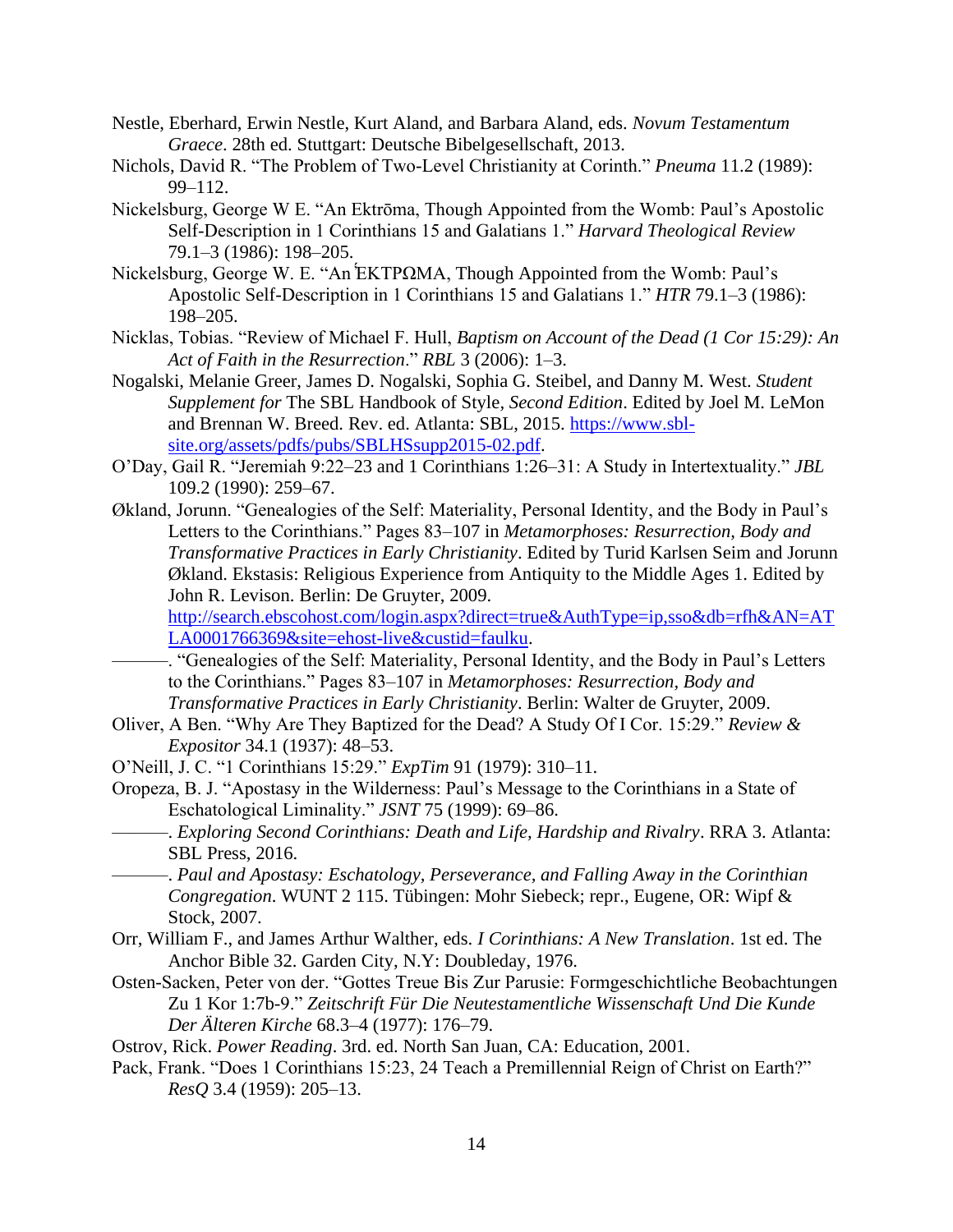Nestle, Eberhard, Erwin Nestle, Kurt Aland, and Barbara Aland, eds. *Novum Testamentum Graece*. 28th ed. Stuttgart: Deutsche Bibelgesellschaft, 2013.

Nichols, David R. "The Problem of Two-Level Christianity at Corinth." *Pneuma* 11.2 (1989): 99–112.

Nickelsburg, George W E. "An Ektrōma, Though Appointed from the Womb: Paul's Apostolic Self-Description in 1 Corinthians 15 and Galatians 1." *Harvard Theological Review* 79.1–3 (1986): 198–205.

Nickelsburg, George W. E. "An ἜΚΤΡΩΜΑ, Though Appointed from the Womb: Paul's Apostolic Self-Description in 1 Corinthians 15 and Galatians 1." *HTR* 79.1–3 (1986): 198–205.

Nicklas, Tobias. "Review of Michael F. Hull, *Baptism on Account of the Dead (1 Cor 15:29): An Act of Faith in the Resurrection*." *RBL* 3 (2006): 1–3.

Nogalski, Melanie Greer, James D. Nogalski, Sophia G. Steibel, and Danny M. West. *Student Supplement for* The SBL Handbook of Style, *Second Edition*. Edited by Joel M. LeMon and Brennan W. Breed. Rev. ed. Atlanta: SBL, 2015. https://www.sbl-site.org/assets/pdfs/pubs/SBLHSsupp2015-02.pdf.

O'Day, Gail R. "Jeremiah 9:22–23 and 1 Corinthians 1:26–31: A Study in Intertextuality." *JBL* 109.2 (1990): 259–67.

Økland, Jorunn. "Genealogies of the Self: Materiality, Personal Identity, and the Body in Paul's Letters to the Corinthians." Pages 83–107 in *Metamorphoses: Resurrection, Body and Transformative Practices in Early Christianity*. Edited by Turid Karlsen Seim and Jorunn Økland. Ekstasis: Religious Experience from Antiquity to the Middle Ages 1. Edited by John R. Levison. Berlin: De Gruyter, 2009. http://search.ebscohost.com/login.aspx?direct=true&AuthType=ip,sso&db=rfh&AN=ATLA0001766369&site=ehost-live&custid=faulku.

———. "Genealogies of the Self: Materiality, Personal Identity, and the Body in Paul's Letters to the Corinthians." Pages 83–107 in *Metamorphoses: Resurrection, Body and Transformative Practices in Early Christianity*. Berlin: Walter de Gruyter, 2009.

Oliver, A Ben. "Why Are They Baptized for the Dead? A Study Of I Cor. 15:29." *Review & Expositor* 34.1 (1937): 48–53.

O'Neill, J. C. "1 Corinthians 15:29." *ExpTim* 91 (1979): 310–11.

Oropeza, B. J. "Apostasy in the Wilderness: Paul's Message to the Corinthians in a State of Eschatological Liminality." *JSNT* 75 (1999): 69–86.

———. *Exploring Second Corinthians: Death and Life, Hardship and Rivalry*. RRA 3. Atlanta: SBL Press, 2016.

———. *Paul and Apostasy: Eschatology, Perseverance, and Falling Away in the Corinthian Congregation*. WUNT 2 115. Tübingen: Mohr Siebeck; repr., Eugene, OR: Wipf & Stock, 2007.

Orr, William F., and James Arthur Walther, eds. *I Corinthians: A New Translation*. 1st ed. The Anchor Bible 32. Garden City, N.Y: Doubleday, 1976.

Osten-Sacken, Peter von der. "Gottes Treue Bis Zur Parusie: Formgeschichtliche Beobachtungen Zu 1 Kor 1:7b-9." *Zeitschrift Für Die Neutestamentliche Wissenschaft Und Die Kunde Der Älteren Kirche* 68.3–4 (1977): 176–79.

Ostrov, Rick. *Power Reading*. 3rd. ed. North San Juan, CA: Education, 2001.

Pack, Frank. "Does 1 Corinthians 15:23, 24 Teach a Premillennial Reign of Christ on Earth?" *ResQ* 3.4 (1959): 205–13.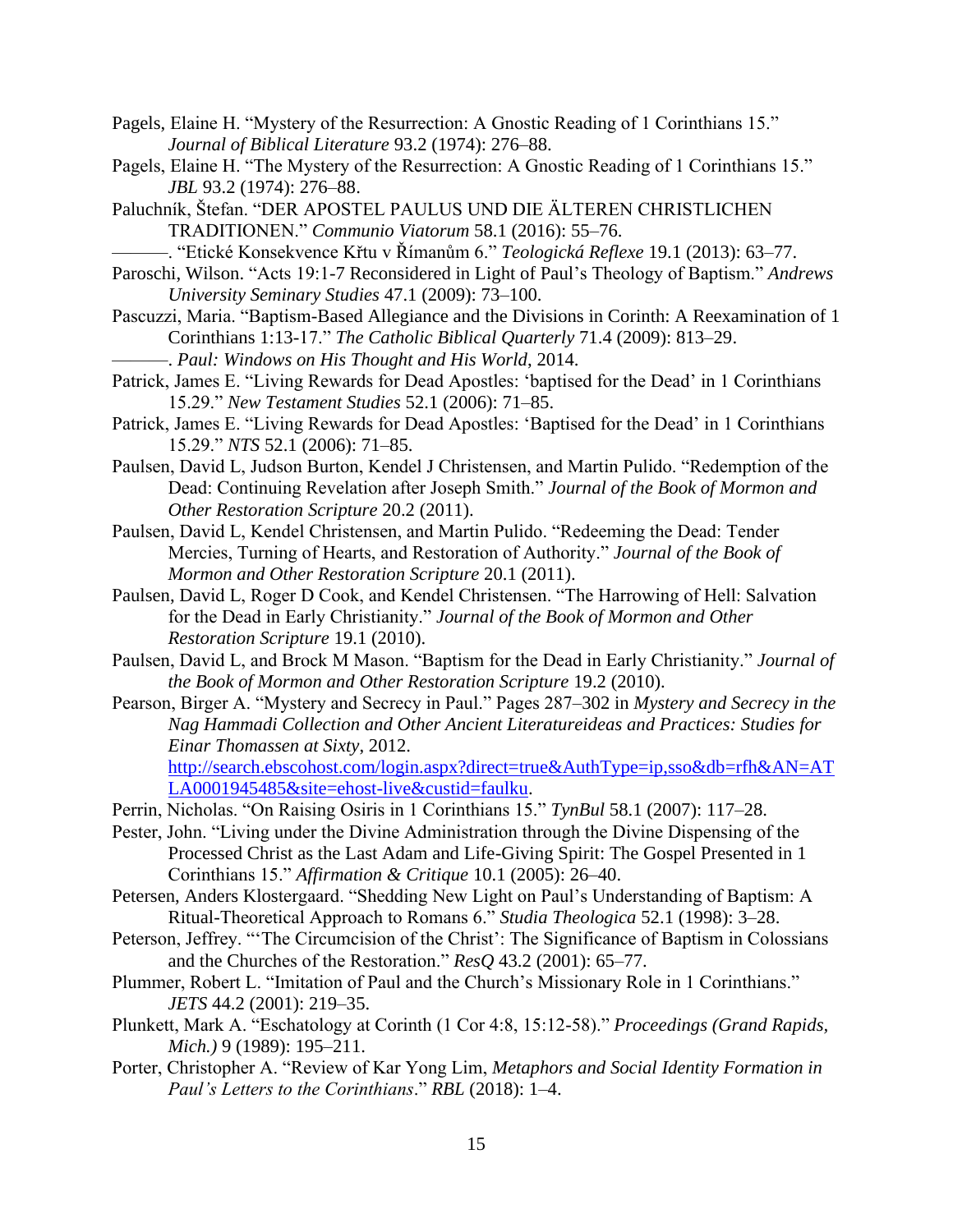Pagels, Elaine H. “Mystery of the Resurrection: A Gnostic Reading of 1 Corinthians 15.” *Journal of Biblical Literature* 93.2 (1974): 276–88.

Pagels, Elaine H. “The Mystery of the Resurrection: A Gnostic Reading of 1 Corinthians 15.” *JBL* 93.2 (1974): 276–88.

Paluchník, Štefan. “DER APOSTEL PAULUS UND DIE ÄLTEREN CHRISTLICHEN TRADITIONEN.” *Communio Viatorum* 58.1 (2016): 55–76.

———. “Etické Konsekvence Křtu v Římanům 6.” *Teologická Reflexe* 19.1 (2013): 63–77.

Paroschi, Wilson. “Acts 19:1-7 Reconsidered in Light of Paul’s Theology of Baptism.” *Andrews University Seminary Studies* 47.1 (2009): 73–100.

Pascuzzi, Maria. “Baptism-Based Allegiance and the Divisions in Corinth: A Reexamination of 1 Corinthians 1:13-17.” *The Catholic Biblical Quarterly* 71.4 (2009): 813–29.

———. *Paul: Windows on His Thought and His World*, 2014.

Patrick, James E. “Living Rewards for Dead Apostles: ‘baptised for the Dead’ in 1 Corinthians 15.29.” *New Testament Studies* 52.1 (2006): 71–85.

Patrick, James E. “Living Rewards for Dead Apostles: ‘Baptised for the Dead’ in 1 Corinthians 15.29.” *NTS* 52.1 (2006): 71–85.

Paulsen, David L, Judson Burton, Kendel J Christensen, and Martin Pulido. “Redemption of the Dead: Continuing Revelation after Joseph Smith.” *Journal of the Book of Mormon and Other Restoration Scripture* 20.2 (2011).

Paulsen, David L, Kendel Christensen, and Martin Pulido. “Redeeming the Dead: Tender Mercies, Turning of Hearts, and Restoration of Authority.” *Journal of the Book of Mormon and Other Restoration Scripture* 20.1 (2011).

Paulsen, David L, Roger D Cook, and Kendel Christensen. “The Harrowing of Hell: Salvation for the Dead in Early Christianity.” *Journal of the Book of Mormon and Other Restoration Scripture* 19.1 (2010).

Paulsen, David L, and Brock M Mason. “Baptism for the Dead in Early Christianity.” *Journal of the Book of Mormon and Other Restoration Scripture* 19.2 (2010).

Pearson, Birger A. “Mystery and Secrecy in Paul.” Pages 287–302 in *Mystery and Secrecy in the Nag Hammadi Collection and Other Ancient Literatureideas and Practices: Studies for Einar Thomassen at Sixty*, 2012. http://search.ebscohost.com/login.aspx?direct=true&AuthType=ip,sso&db=rfh&AN=ATLA0001945485&site=ehost-live&custid=faulku.

Perrin, Nicholas. “On Raising Osiris in 1 Corinthians 15.” *TynBul* 58.1 (2007): 117–28.

Pester, John. “Living under the Divine Administration through the Divine Dispensing of the Processed Christ as the Last Adam and Life-Giving Spirit: The Gospel Presented in 1 Corinthians 15.” *Affirmation & Critique* 10.1 (2005): 26–40.

Petersen, Anders Klostergaard. “Shedding New Light on Paul’s Understanding of Baptism: A Ritual-Theoretical Approach to Romans 6.” *Studia Theologica* 52.1 (1998): 3–28.

Peterson, Jeffrey. “‘The Circumcision of the Christ’: The Significance of Baptism in Colossians and the Churches of the Restoration.” *ResQ* 43.2 (2001): 65–77.

Plummer, Robert L. “Imitation of Paul and the Church’s Missionary Role in 1 Corinthians.” *JETS* 44.2 (2001): 219–35.

Plunkett, Mark A. “Eschatology at Corinth (1 Cor 4:8, 15:12-58).” *Proceedings (Grand Rapids, Mich.)* 9 (1989): 195–211.

Porter, Christopher A. “Review of Kar Yong Lim, *Metaphors and Social Identity Formation in Paul’s Letters to the Corinthians*.” *RBL* (2018): 1–4.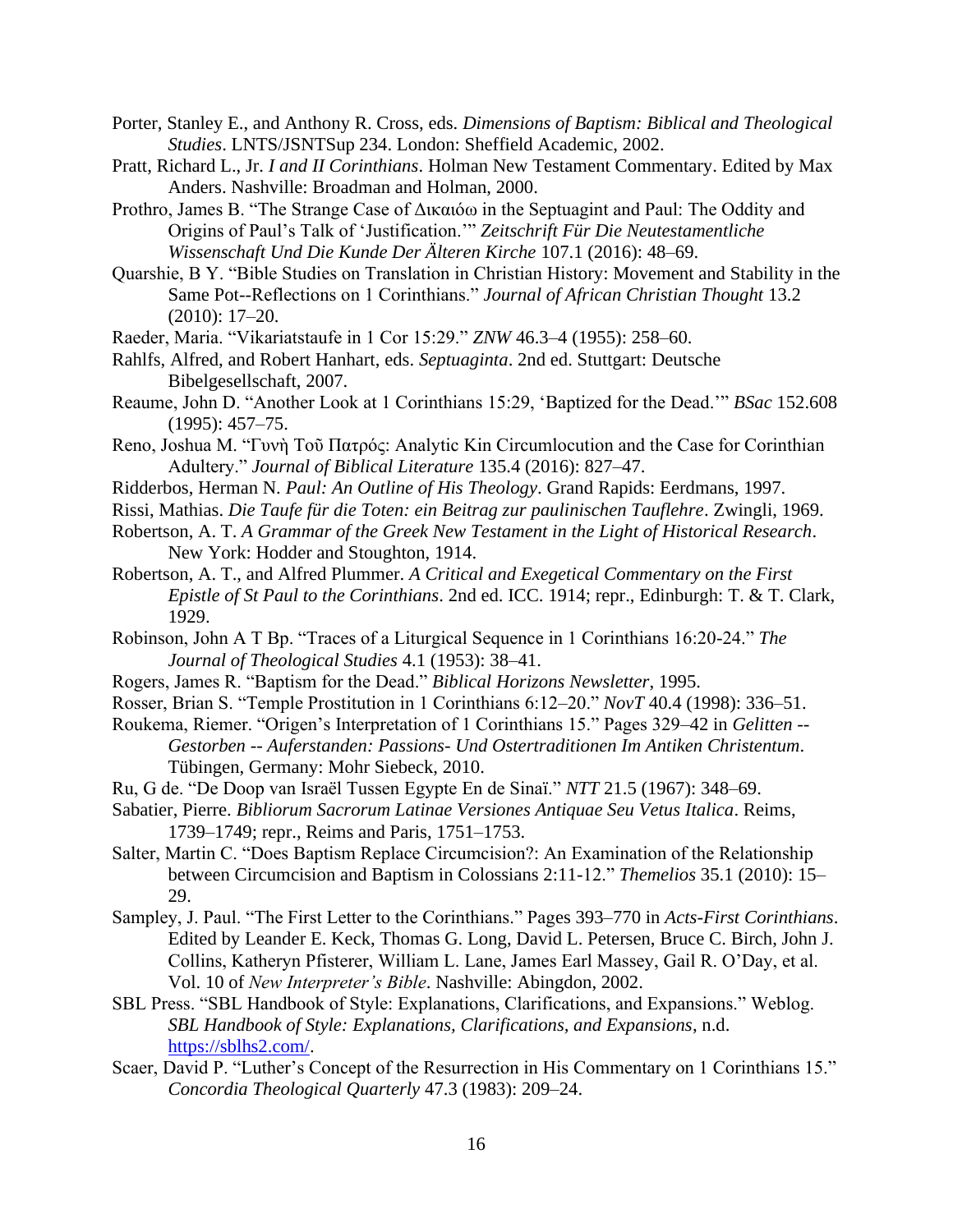Porter, Stanley E., and Anthony R. Cross, eds. *Dimensions of Baptism: Biblical and Theological Studies*. LNTS/JSNTSup 234. London: Sheffield Academic, 2002.

Pratt, Richard L., Jr. *I and II Corinthians*. Holman New Testament Commentary. Edited by Max Anders. Nashville: Broadman and Holman, 2000.

Prothro, James B. "The Strange Case of Δικαιόω in the Septuagint and Paul: The Oddity and Origins of Paul's Talk of 'Justification.'" *Zeitschrift Für Die Neutestamentliche Wissenschaft Und Die Kunde Der Älteren Kirche* 107.1 (2016): 48–69.

Quarshie, B Y. "Bible Studies on Translation in Christian History: Movement and Stability in the Same Pot--Reflections on 1 Corinthians." *Journal of African Christian Thought* 13.2 (2010): 17–20.

Raeder, Maria. "Vikariatstaufe in 1 Cor 15:29." *ZNW* 46.3–4 (1955): 258–60.

Rahlfs, Alfred, and Robert Hanhart, eds. *Septuaginta*. 2nd ed. Stuttgart: Deutsche Bibelgesellschaft, 2007.

Reaume, John D. "Another Look at 1 Corinthians 15:29, 'Baptized for the Dead.'" *BSac* 152.608 (1995): 457–75.

Reno, Joshua M. "Γυνὴ Τοῦ Πατρός: Analytic Kin Circumlocution and the Case for Corinthian Adultery." *Journal of Biblical Literature* 135.4 (2016): 827–47.

Ridderbos, Herman N. *Paul: An Outline of His Theology*. Grand Rapids: Eerdmans, 1997.

Rissi, Mathias. *Die Taufe für die Toten: ein Beitrag zur paulinischen Tauflehre*. Zwingli, 1969.

Robertson, A. T. *A Grammar of the Greek New Testament in the Light of Historical Research*. New York: Hodder and Stoughton, 1914.

Robertson, A. T., and Alfred Plummer. *A Critical and Exegetical Commentary on the First Epistle of St Paul to the Corinthians*. 2nd ed. ICC. 1914; repr., Edinburgh: T. & T. Clark, 1929.

Robinson, John A T Bp. "Traces of a Liturgical Sequence in 1 Corinthians 16:20-24." *The Journal of Theological Studies* 4.1 (1953): 38–41.

Rogers, James R. "Baptism for the Dead." *Biblical Horizons Newsletter*, 1995.

Rosser, Brian S. "Temple Prostitution in 1 Corinthians 6:12–20." *NovT* 40.4 (1998): 336–51.

Roukema, Riemer. "Origen's Interpretation of 1 Corinthians 15." Pages 329–42 in *Gelitten -- Gestorben -- Auferstanden: Passions- Und Ostertraditionen Im Antiken Christentum*. Tübingen, Germany: Mohr Siebeck, 2010.

Ru, G de. "De Doop van Israël Tussen Egypte En de Sinaï." *NTT* 21.5 (1967): 348–69.

Sabatier, Pierre. *Bibliorum Sacrorum Latinae Versiones Antiquae Seu Vetus Italica*. Reims, 1739–1749; repr., Reims and Paris, 1751–1753.

Salter, Martin C. "Does Baptism Replace Circumcision?: An Examination of the Relationship between Circumcision and Baptism in Colossians 2:11-12." *Themelios* 35.1 (2010): 15–29.

Sampley, J. Paul. "The First Letter to the Corinthians." Pages 393–770 in *Acts-First Corinthians*. Edited by Leander E. Keck, Thomas G. Long, David L. Petersen, Bruce C. Birch, John J. Collins, Katheryn Pfisterer, William L. Lane, James Earl Massey, Gail R. O'Day, et al. Vol. 10 of *New Interpreter's Bible*. Nashville: Abingdon, 2002.

SBL Press. "SBL Handbook of Style: Explanations, Clarifications, and Expansions." Weblog. *SBL Handbook of Style: Explanations, Clarifications, and Expansions*, n.d. https://sblhs2.com/.

Scaer, David P. "Luther's Concept of the Resurrection in His Commentary on 1 Corinthians 15." *Concordia Theological Quarterly* 47.3 (1983): 209–24.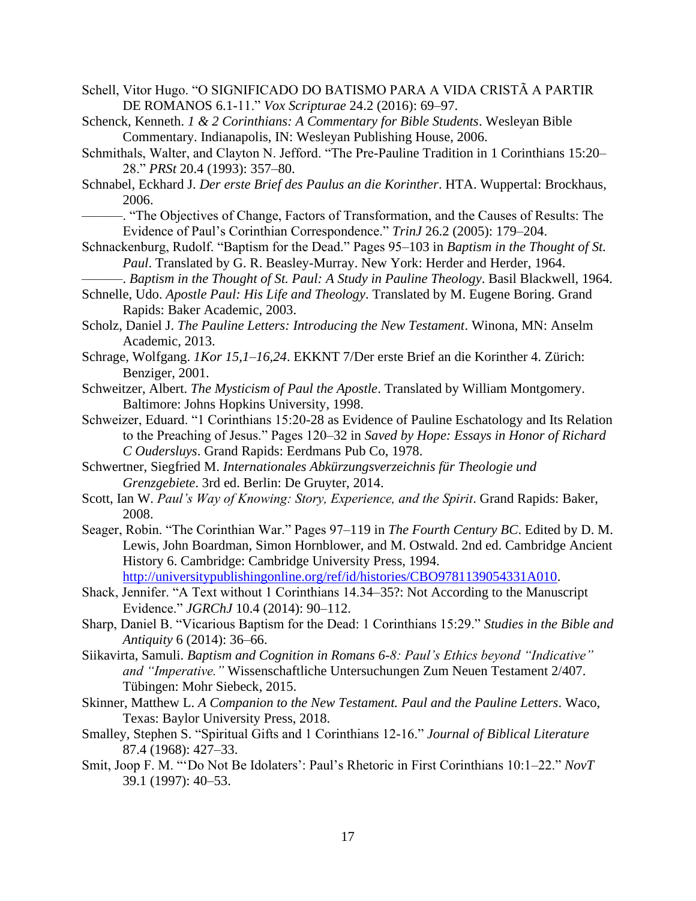Schell, Vitor Hugo. "O SIGNIFICADO DO BATISMO PARA A VIDA CRISTÃ A PARTIR DE ROMANOS 6.1-11." *Vox Scripturae* 24.2 (2016): 69–97.

Schenck, Kenneth. *1 & 2 Corinthians: A Commentary for Bible Students*. Wesleyan Bible Commentary. Indianapolis, IN: Wesleyan Publishing House, 2006.

Schmithals, Walter, and Clayton N. Jefford. "The Pre-Pauline Tradition in 1 Corinthians 15:20–28." *PRSt* 20.4 (1993): 357–80.

Schnabel, Eckhard J. *Der erste Brief des Paulus an die Korinther*. HTA. Wuppertal: Brockhaus, 2006.

———. "The Objectives of Change, Factors of Transformation, and the Causes of Results: The Evidence of Paul's Corinthian Correspondence." *TrinJ* 26.2 (2005): 179–204.

Schnackenburg, Rudolf. "Baptism for the Dead." Pages 95–103 in *Baptism in the Thought of St. Paul*. Translated by G. R. Beasley-Murray. New York: Herder and Herder, 1964.

———. *Baptism in the Thought of St. Paul: A Study in Pauline Theology*. Basil Blackwell, 1964.

Schnelle, Udo. *Apostle Paul: His Life and Theology*. Translated by M. Eugene Boring. Grand Rapids: Baker Academic, 2003.

Scholz, Daniel J. *The Pauline Letters: Introducing the New Testament*. Winona, MN: Anselm Academic, 2013.

Schrage, Wolfgang. *1Kor 15,1–16,24*. EKKNT 7/Der erste Brief an die Korinther 4. Zürich: Benziger, 2001.

Schweitzer, Albert. *The Mysticism of Paul the Apostle*. Translated by William Montgomery. Baltimore: Johns Hopkins University, 1998.

Schweizer, Eduard. "1 Corinthians 15:20-28 as Evidence of Pauline Eschatology and Its Relation to the Preaching of Jesus." Pages 120–32 in *Saved by Hope: Essays in Honor of Richard C Oudersluys*. Grand Rapids: Eerdmans Pub Co, 1978.

Schwertner, Siegfried M. *Internationales Abkürzungsverzeichnis für Theologie und Grenzgebiete*. 3rd ed. Berlin: De Gruyter, 2014.

Scott, Ian W. *Paul's Way of Knowing: Story, Experience, and the Spirit*. Grand Rapids: Baker, 2008.

Seager, Robin. "The Corinthian War." Pages 97–119 in *The Fourth Century BC*. Edited by D. M. Lewis, John Boardman, Simon Hornblower, and M. Ostwald. 2nd ed. Cambridge Ancient History 6. Cambridge: Cambridge University Press, 1994. http://universitypublishingonline.org/ref/id/histories/CBO9781139054331A010.

Shack, Jennifer. "A Text without 1 Corinthians 14.34–35?: Not According to the Manuscript Evidence." *JGRChJ* 10.4 (2014): 90–112.

Sharp, Daniel B. "Vicarious Baptism for the Dead: 1 Corinthians 15:29." *Studies in the Bible and Antiquity* 6 (2014): 36–66.

Siikavirta, Samuli. *Baptism and Cognition in Romans 6-8: Paul's Ethics beyond "Indicative" and "Imperative."* Wissenschaftliche Untersuchungen Zum Neuen Testament 2/407. Tübingen: Mohr Siebeck, 2015.

Skinner, Matthew L. *A Companion to the New Testament. Paul and the Pauline Letters*. Waco, Texas: Baylor University Press, 2018.

Smalley, Stephen S. "Spiritual Gifts and 1 Corinthians 12-16." *Journal of Biblical Literature* 87.4 (1968): 427–33.

Smit, Joop F. M. "'Do Not Be Idolaters': Paul's Rhetoric in First Corinthians 10:1–22." *NovT* 39.1 (1997): 40–53.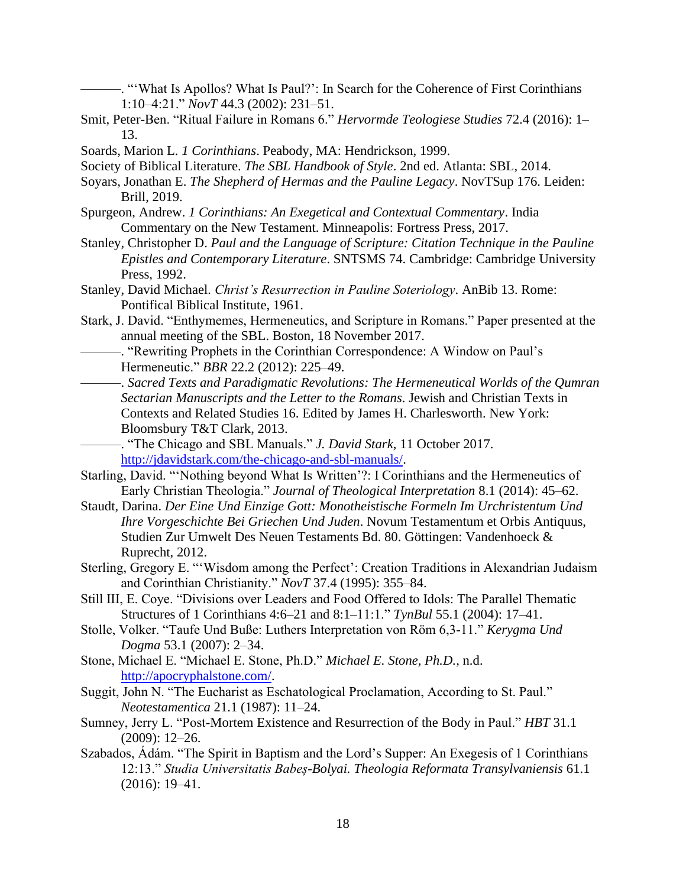———. "'What Is Apollos? What Is Paul?': In Search for the Coherence of First Corinthians 1:10–4:21." *NovT* 44.3 (2002): 231–51.

Smit, Peter-Ben. "Ritual Failure in Romans 6." *Hervormde Teologiese Studies* 72.4 (2016): 1–13.

Soards, Marion L. *1 Corinthians*. Peabody, MA: Hendrickson, 1999.

Society of Biblical Literature. *The SBL Handbook of Style*. 2nd ed. Atlanta: SBL, 2014.

Soyars, Jonathan E. *The Shepherd of Hermas and the Pauline Legacy*. NovTSup 176. Leiden: Brill, 2019.

Spurgeon, Andrew. *1 Corinthians: An Exegetical and Contextual Commentary*. India Commentary on the New Testament. Minneapolis: Fortress Press, 2017.

Stanley, Christopher D. *Paul and the Language of Scripture: Citation Technique in the Pauline Epistles and Contemporary Literature*. SNTSMS 74. Cambridge: Cambridge University Press, 1992.

Stanley, David Michael. *Christ's Resurrection in Pauline Soteriology*. AnBib 13. Rome: Pontifical Biblical Institute, 1961.

Stark, J. David. "Enthymemes, Hermeneutics, and Scripture in Romans." Paper presented at the annual meeting of the SBL. Boston, 18 November 2017.

———. "Rewriting Prophets in the Corinthian Correspondence: A Window on Paul's Hermeneutic." *BBR* 22.2 (2012): 225–49.

———. *Sacred Texts and Paradigmatic Revolutions: The Hermeneutical Worlds of the Qumran Sectarian Manuscripts and the Letter to the Romans*. Jewish and Christian Texts in Contexts and Related Studies 16. Edited by James H. Charlesworth. New York: Bloomsbury T&T Clark, 2013.

———. "The Chicago and SBL Manuals." *J. David Stark*, 11 October 2017. http://jdavidstark.com/the-chicago-and-sbl-manuals/.

Starling, David. "'Nothing beyond What Is Written'?: I Corinthians and the Hermeneutics of Early Christian Theologia." *Journal of Theological Interpretation* 8.1 (2014): 45–62.

Staudt, Darina. *Der Eine Und Einzige Gott: Monotheistische Formeln Im Urchristentum Und Ihre Vorgeschichte Bei Griechen Und Juden*. Novum Testamentum et Orbis Antiquus, Studien Zur Umwelt Des Neuen Testaments Bd. 80. Göttingen: Vandenhoeck & Ruprecht, 2012.

Sterling, Gregory E. "'Wisdom among the Perfect': Creation Traditions in Alexandrian Judaism and Corinthian Christianity." *NovT* 37.4 (1995): 355–84.

Still III, E. Coye. "Divisions over Leaders and Food Offered to Idols: The Parallel Thematic Structures of 1 Corinthians 4:6–21 and 8:1–11:1." *TynBul* 55.1 (2004): 17–41.

Stolle, Volker. "Taufe Und Buße: Luthers Interpretation von Röm 6,3-11." *Kerygma Und Dogma* 53.1 (2007): 2–34.

Stone, Michael E. "Michael E. Stone, Ph.D." *Michael E. Stone, Ph.D.*, n.d. http://apocryphalstone.com/.

Suggit, John N. "The Eucharist as Eschatological Proclamation, According to St. Paul." *Neotestamentica* 21.1 (1987): 11–24.

Sumney, Jerry L. "Post-Mortem Existence and Resurrection of the Body in Paul." *HBT* 31.1 (2009): 12–26.

Szabados, Ádám. "The Spirit in Baptism and the Lord's Supper: An Exegesis of 1 Corinthians 12:13." *Studia Universitatis Babeș-Bolyai. Theologia Reformata Transylvaniensis* 61.1 (2016): 19–41.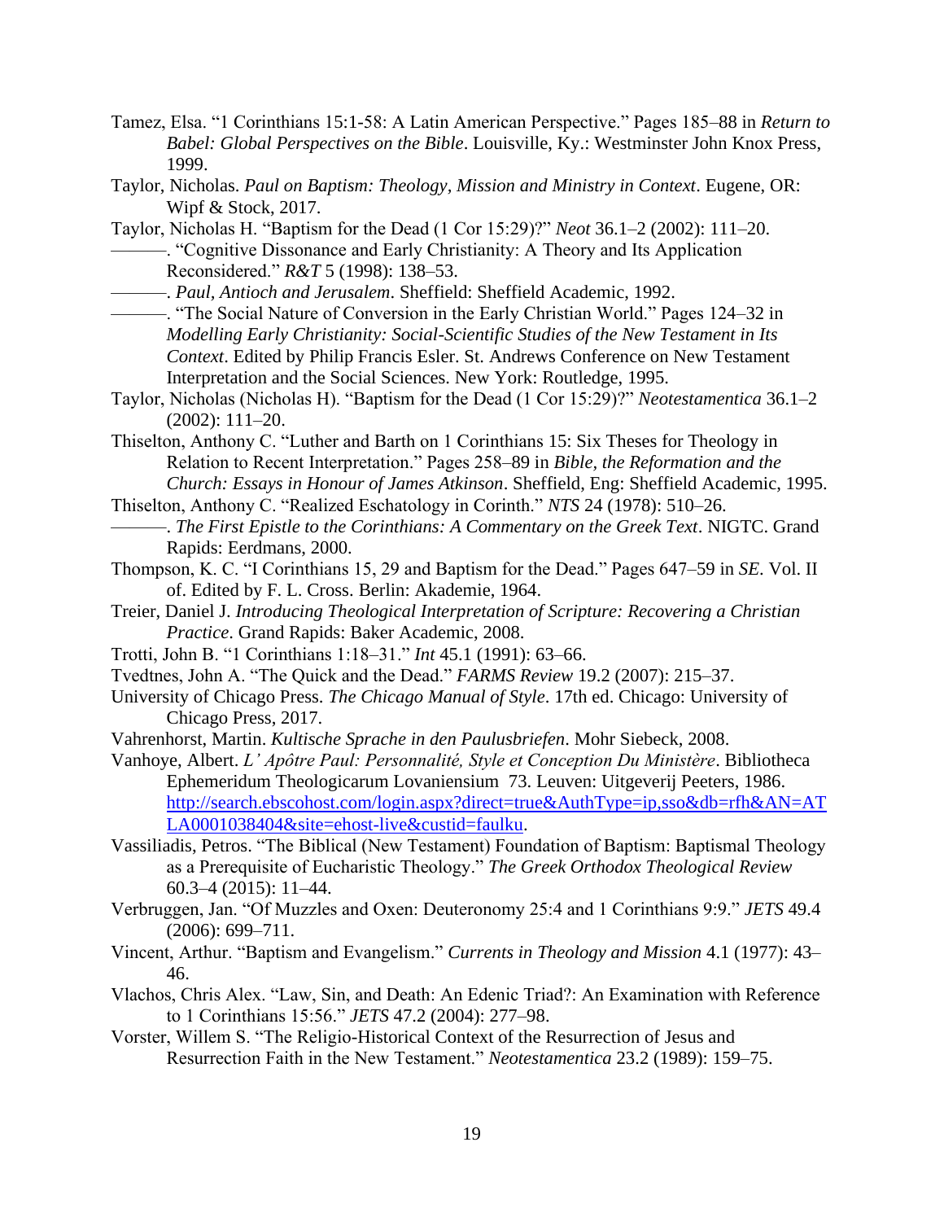Tamez, Elsa. "1 Corinthians 15:1-58: A Latin American Perspective." Pages 185–88 in *Return to Babel: Global Perspectives on the Bible*. Louisville, Ky.: Westminster John Knox Press, 1999.

Taylor, Nicholas. *Paul on Baptism: Theology, Mission and Ministry in Context*. Eugene, OR: Wipf & Stock, 2017.

Taylor, Nicholas H. "Baptism for the Dead (1 Cor 15:29)?" *Neot* 36.1–2 (2002): 111–20.

———. "Cognitive Dissonance and Early Christianity: A Theory and Its Application Reconsidered." *R&T* 5 (1998): 138–53.

———. *Paul, Antioch and Jerusalem*. Sheffield: Sheffield Academic, 1992.

———. "The Social Nature of Conversion in the Early Christian World." Pages 124–32 in *Modelling Early Christianity: Social-Scientific Studies of the New Testament in Its Context*. Edited by Philip Francis Esler. St. Andrews Conference on New Testament Interpretation and the Social Sciences. New York: Routledge, 1995.

Taylor, Nicholas (Nicholas H). "Baptism for the Dead (1 Cor 15:29)?" *Neotestamentica* 36.1–2 (2002): 111–20.

Thiselton, Anthony C. "Luther and Barth on 1 Corinthians 15: Six Theses for Theology in Relation to Recent Interpretation." Pages 258–89 in *Bible, the Reformation and the Church: Essays in Honour of James Atkinson*. Sheffield, Eng: Sheffield Academic, 1995.

Thiselton, Anthony C. "Realized Eschatology in Corinth." *NTS* 24 (1978): 510–26.

———. *The First Epistle to the Corinthians: A Commentary on the Greek Text*. NIGTC. Grand Rapids: Eerdmans, 2000.

Thompson, K. C. "I Corinthians 15, 29 and Baptism for the Dead." Pages 647–59 in *SE*. Vol. II of. Edited by F. L. Cross. Berlin: Akademie, 1964.

Treier, Daniel J. *Introducing Theological Interpretation of Scripture: Recovering a Christian Practice*. Grand Rapids: Baker Academic, 2008.

Trotti, John B. "1 Corinthians 1:18–31." *Int* 45.1 (1991): 63–66.

Tvedtnes, John A. "The Quick and the Dead." *FARMS Review* 19.2 (2007): 215–37.

University of Chicago Press. *The Chicago Manual of Style*. 17th ed. Chicago: University of Chicago Press, 2017.

Vahrenhorst, Martin. *Kultische Sprache in den Paulusbriefen*. Mohr Siebeck, 2008.

Vanhoye, Albert. *L' Apôtre Paul: Personnalité, Style et Conception Du Ministère*. Bibliotheca Ephemeridum Theologicarum Lovaniensium 73. Leuven: Uitgeverij Peeters, 1986. http://search.ebscohost.com/login.aspx?direct=true&AuthType=ip,sso&db=rfh&AN=ATLA0001038404&site=ehost-live&custid=faulku.

Vassiliadis, Petros. "The Biblical (New Testament) Foundation of Baptism: Baptismal Theology as a Prerequisite of Eucharistic Theology." *The Greek Orthodox Theological Review* 60.3–4 (2015): 11–44.

Verbruggen, Jan. "Of Muzzles and Oxen: Deuteronomy 25:4 and 1 Corinthians 9:9." *JETS* 49.4 (2006): 699–711.

Vincent, Arthur. "Baptism and Evangelism." *Currents in Theology and Mission* 4.1 (1977): 43–46.

Vlachos, Chris Alex. "Law, Sin, and Death: An Edenic Triad?: An Examination with Reference to 1 Corinthians 15:56." *JETS* 47.2 (2004): 277–98.

Vorster, Willem S. "The Religio-Historical Context of the Resurrection of Jesus and Resurrection Faith in the New Testament." *Neotestamentica* 23.2 (1989): 159–75.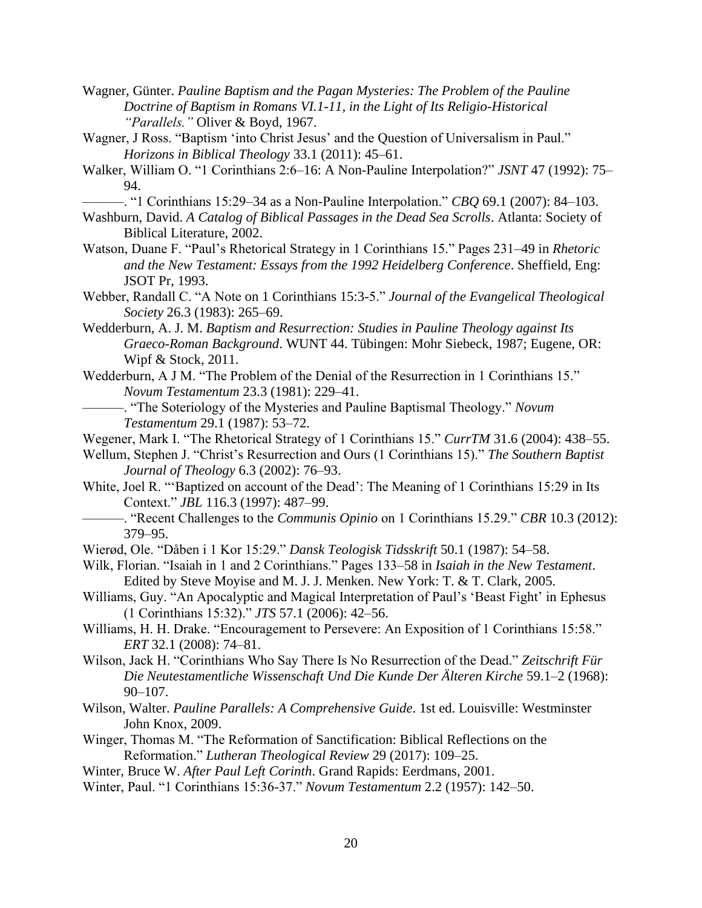Wagner, Günter. *Pauline Baptism and the Pagan Mysteries: The Problem of the Pauline Doctrine of Baptism in Romans VI.1-11, in the Light of Its Religio-Historical "Parallels."* Oliver & Boyd, 1967.

Wagner, J Ross. "Baptism 'into Christ Jesus' and the Question of Universalism in Paul." *Horizons in Biblical Theology* 33.1 (2011): 45–61.

Walker, William O. "1 Corinthians 2:6–16: A Non-Pauline Interpolation?" *JSNT* 47 (1992): 75–94.

———. "1 Corinthians 15:29–34 as a Non-Pauline Interpolation." *CBQ* 69.1 (2007): 84–103.

Washburn, David. *A Catalog of Biblical Passages in the Dead Sea Scrolls*. Atlanta: Society of Biblical Literature, 2002.

Watson, Duane F. "Paul's Rhetorical Strategy in 1 Corinthians 15." Pages 231–49 in *Rhetoric and the New Testament: Essays from the 1992 Heidelberg Conference*. Sheffield, Eng: JSOT Pr, 1993.

Webber, Randall C. "A Note on 1 Corinthians 15:3-5." *Journal of the Evangelical Theological Society* 26.3 (1983): 265–69.

Wedderburn, A. J. M. *Baptism and Resurrection: Studies in Pauline Theology against Its Graeco-Roman Background*. WUNT 44. Tübingen: Mohr Siebeck, 1987; Eugene, OR: Wipf & Stock, 2011.

Wedderburn, A J M. "The Problem of the Denial of the Resurrection in 1 Corinthians 15." *Novum Testamentum* 23.3 (1981): 229–41.

———. "The Soteriology of the Mysteries and Pauline Baptismal Theology." *Novum Testamentum* 29.1 (1987): 53–72.

Wegener, Mark I. "The Rhetorical Strategy of 1 Corinthians 15." *CurrTM* 31.6 (2004): 438–55.

Wellum, Stephen J. "Christ's Resurrection and Ours (1 Corinthians 15)." *The Southern Baptist Journal of Theology* 6.3 (2002): 76–93.

White, Joel R. "'Baptized on account of the Dead': The Meaning of 1 Corinthians 15:29 in Its Context." *JBL* 116.3 (1997): 487–99.

———. "Recent Challenges to the *Communis Opinio* on 1 Corinthians 15.29." *CBR* 10.3 (2012): 379–95.

Wierød, Ole. "Dåben i 1 Kor 15:29." *Dansk Teologisk Tidsskrift* 50.1 (1987): 54–58.

Wilk, Florian. "Isaiah in 1 and 2 Corinthians." Pages 133–58 in *Isaiah in the New Testament*. Edited by Steve Moyise and M. J. J. Menken. New York: T. & T. Clark, 2005.

Williams, Guy. "An Apocalyptic and Magical Interpretation of Paul's 'Beast Fight' in Ephesus (1 Corinthians 15:32)." *JTS* 57.1 (2006): 42–56.

Williams, H. H. Drake. "Encouragement to Persevere: An Exposition of 1 Corinthians 15:58." *ERT* 32.1 (2008): 74–81.

Wilson, Jack H. "Corinthians Who Say There Is No Resurrection of the Dead." *Zeitschrift Für Die Neutestamentliche Wissenschaft Und Die Kunde Der Älteren Kirche* 59.1–2 (1968): 90–107.

Wilson, Walter. *Pauline Parallels: A Comprehensive Guide*. 1st ed. Louisville: Westminster John Knox, 2009.

Winger, Thomas M. "The Reformation of Sanctification: Biblical Reflections on the Reformation." *Lutheran Theological Review* 29 (2017): 109–25.

Winter, Bruce W. *After Paul Left Corinth*. Grand Rapids: Eerdmans, 2001.

Winter, Paul. "1 Corinthians 15:36-37." *Novum Testamentum* 2.2 (1957): 142–50.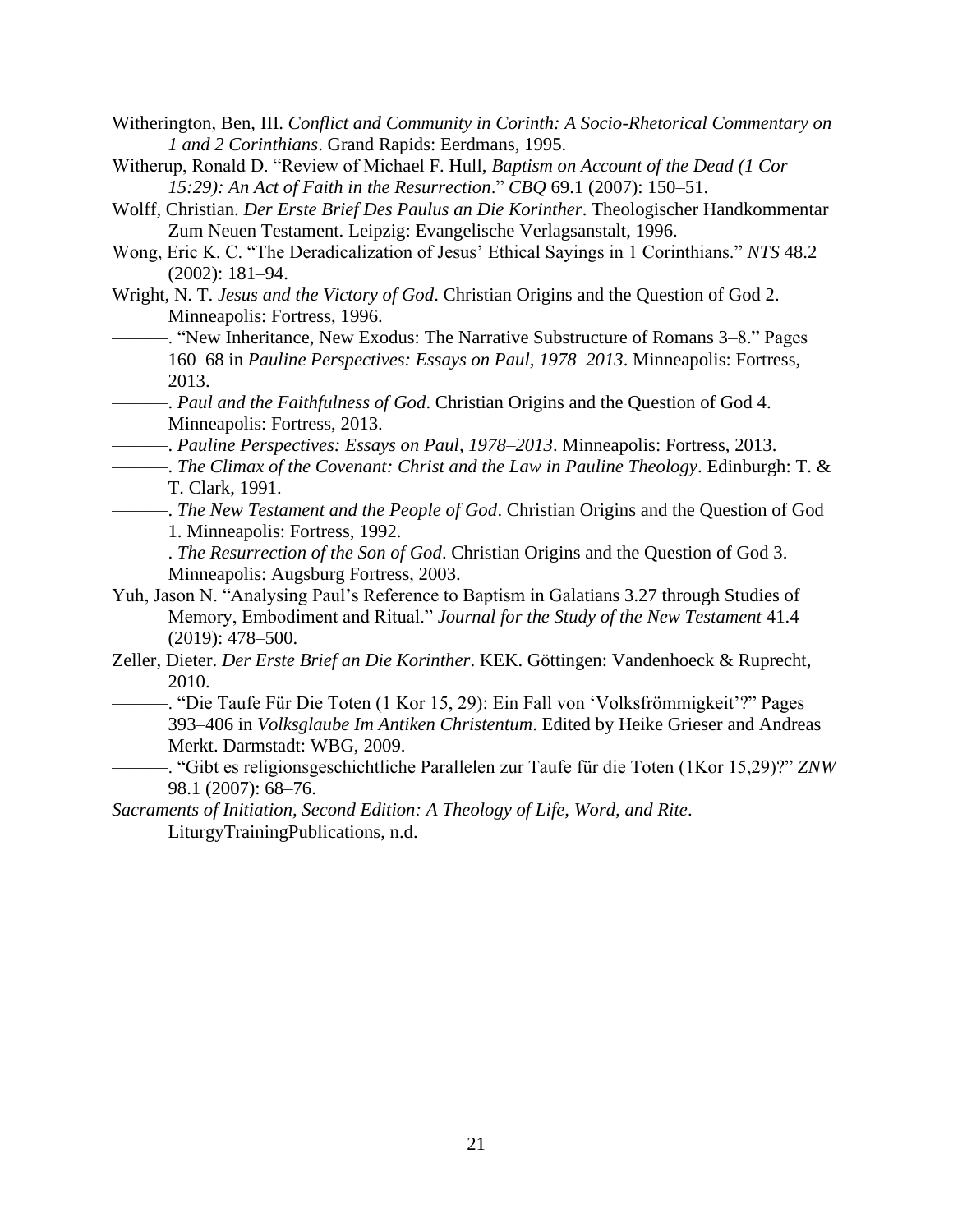Witherington, Ben, III. *Conflict and Community in Corinth: A Socio-Rhetorical Commentary on 1 and 2 Corinthians*. Grand Rapids: Eerdmans, 1995.

Witherup, Ronald D. "Review of Michael F. Hull, *Baptism on Account of the Dead (1 Cor 15:29): An Act of Faith in the Resurrection*." *CBQ* 69.1 (2007): 150–51.

Wolff, Christian. *Der Erste Brief Des Paulus an Die Korinther*. Theologischer Handkommentar Zum Neuen Testament. Leipzig: Evangelische Verlagsanstalt, 1996.

Wong, Eric K. C. "The Deradicalization of Jesus' Ethical Sayings in 1 Corinthians." *NTS* 48.2 (2002): 181–94.

Wright, N. T. *Jesus and the Victory of God*. Christian Origins and the Question of God 2. Minneapolis: Fortress, 1996.

———. "New Inheritance, New Exodus: The Narrative Substructure of Romans 3–8." Pages 160–68 in *Pauline Perspectives: Essays on Paul, 1978–2013*. Minneapolis: Fortress, 2013.

———. *Paul and the Faithfulness of God*. Christian Origins and the Question of God 4. Minneapolis: Fortress, 2013.

———. *Pauline Perspectives: Essays on Paul, 1978–2013*. Minneapolis: Fortress, 2013.

———. *The Climax of the Covenant: Christ and the Law in Pauline Theology*. Edinburgh: T. & T. Clark, 1991.

———. *The New Testament and the People of God*. Christian Origins and the Question of God 1. Minneapolis: Fortress, 1992.

———. *The Resurrection of the Son of God*. Christian Origins and the Question of God 3. Minneapolis: Augsburg Fortress, 2003.

Yuh, Jason N. "Analysing Paul's Reference to Baptism in Galatians 3.27 through Studies of Memory, Embodiment and Ritual." *Journal for the Study of the New Testament* 41.4 (2019): 478–500.

Zeller, Dieter. *Der Erste Brief an Die Korinther*. KEK. Göttingen: Vandenhoeck & Ruprecht, 2010.

———. "Die Taufe Für Die Toten (1 Kor 15, 29): Ein Fall von 'Volksfrömmigkeit'?" Pages 393–406 in *Volksglaube Im Antiken Christentum*. Edited by Heike Grieser and Andreas Merkt. Darmstadt: WBG, 2009.

———. "Gibt es religionsgeschichtliche Parallelen zur Taufe für die Toten (1Kor 15,29)?" *ZNW* 98.1 (2007): 68–76.

*Sacraments of Initiation, Second Edition: A Theology of Life, Word, and Rite*. LiturgyTrainingPublications, n.d.